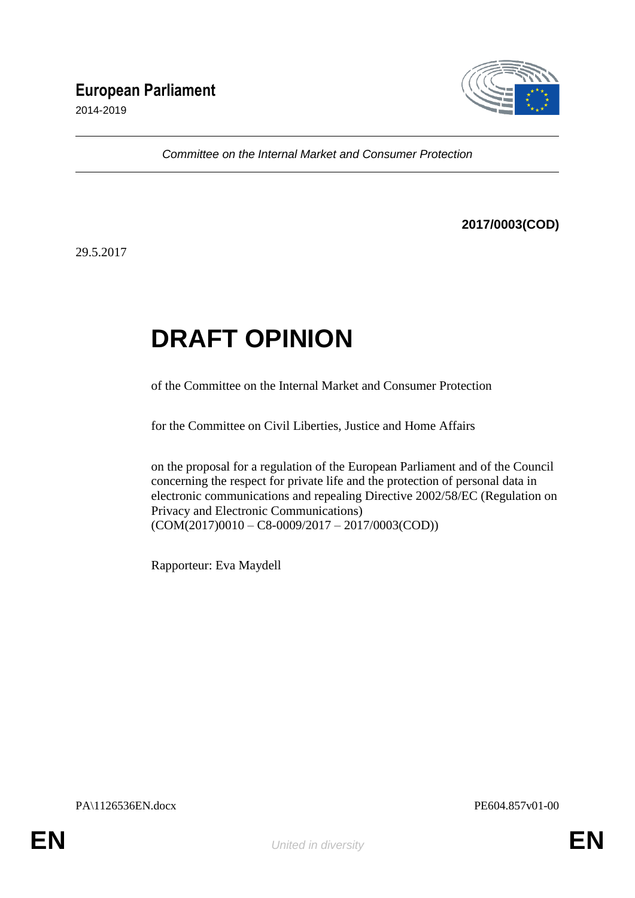# European Parliament

2014-2019

*Committee on the Internal Market and Consumer Protection*

**2017/0003(COD)**

29.5.2017

# DRAFT OPINION

of the Committee on the Internal Market and Consumer Protection

for the Committee on Civil Liberties, Justice and Home Affairs

on the proposal for a regulation of the European Parliament and of the Council concerning the respect for private life and the protection of personal data in electronic communications and repealing Directive 2002/58/EC (Regulation on Privacy and Electronic Communications)
(COM(2017)0010 – C8-0009/2017 – 2017/0003(COD))

Rapporteur: Eva Maydell

PA\1126536EN.docx PE604.857v01-00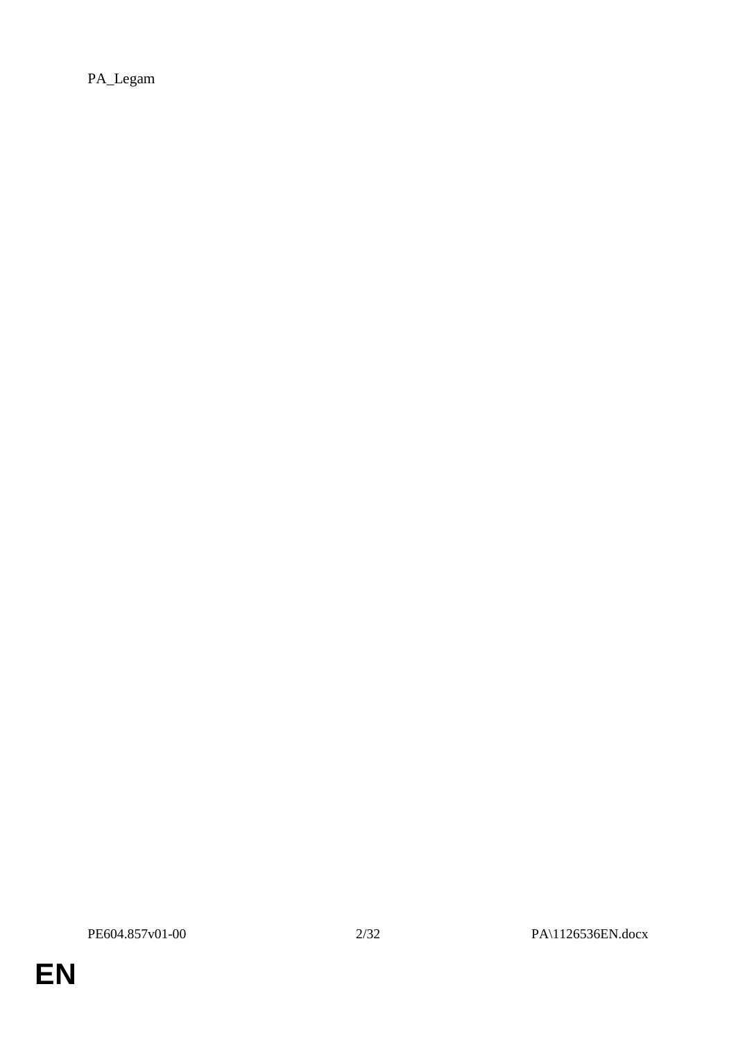PA_Legam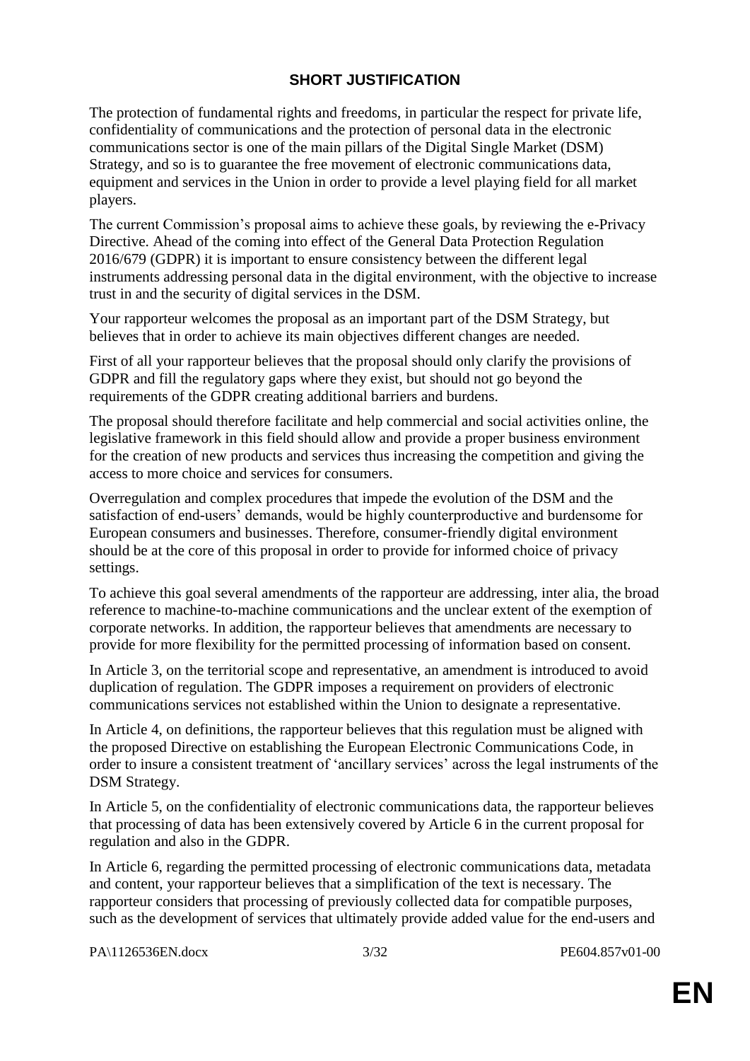## SHORT JUSTIFICATION

The protection of fundamental rights and freedoms, in particular the respect for private life, confidentiality of communications and the protection of personal data in the electronic communications sector is one of the main pillars of the Digital Single Market (DSM) Strategy, and so is to guarantee the free movement of electronic communications data, equipment and services in the Union in order to provide a level playing field for all market players.

The current Commission's proposal aims to achieve these goals, by reviewing the e-Privacy Directive. Ahead of the coming into effect of the General Data Protection Regulation 2016/679 (GDPR) it is important to ensure consistency between the different legal instruments addressing personal data in the digital environment, with the objective to increase trust in and the security of digital services in the DSM.

Your rapporteur welcomes the proposal as an important part of the DSM Strategy, but believes that in order to achieve its main objectives different changes are needed.

First of all your rapporteur believes that the proposal should only clarify the provisions of GDPR and fill the regulatory gaps where they exist, but should not go beyond the requirements of the GDPR creating additional barriers and burdens.

The proposal should therefore facilitate and help commercial and social activities online, the legislative framework in this field should allow and provide a proper business environment for the creation of new products and services thus increasing the competition and giving the access to more choice and services for consumers.

Overregulation and complex procedures that impede the evolution of the DSM and the satisfaction of end-users' demands, would be highly counterproductive and burdensome for European consumers and businesses. Therefore, consumer-friendly digital environment should be at the core of this proposal in order to provide for informed choice of privacy settings.

To achieve this goal several amendments of the rapporteur are addressing, inter alia, the broad reference to machine-to-machine communications and the unclear extent of the exemption of corporate networks. In addition, the rapporteur believes that amendments are necessary to provide for more flexibility for the permitted processing of information based on consent.

In Article 3, on the territorial scope and representative, an amendment is introduced to avoid duplication of regulation. The GDPR imposes a requirement on providers of electronic communications services not established within the Union to designate a representative.

In Article 4, on definitions, the rapporteur believes that this regulation must be aligned with the proposed Directive on establishing the European Electronic Communications Code, in order to insure a consistent treatment of 'ancillary services' across the legal instruments of the DSM Strategy.

In Article 5, on the confidentiality of electronic communications data, the rapporteur believes that processing of data has been extensively covered by Article 6 in the current proposal for regulation and also in the GDPR.

In Article 6, regarding the permitted processing of electronic communications data, metadata and content, your rapporteur believes that a simplification of the text is necessary. The rapporteur considers that processing of previously collected data for compatible purposes, such as the development of services that ultimately provide added value for the end-users and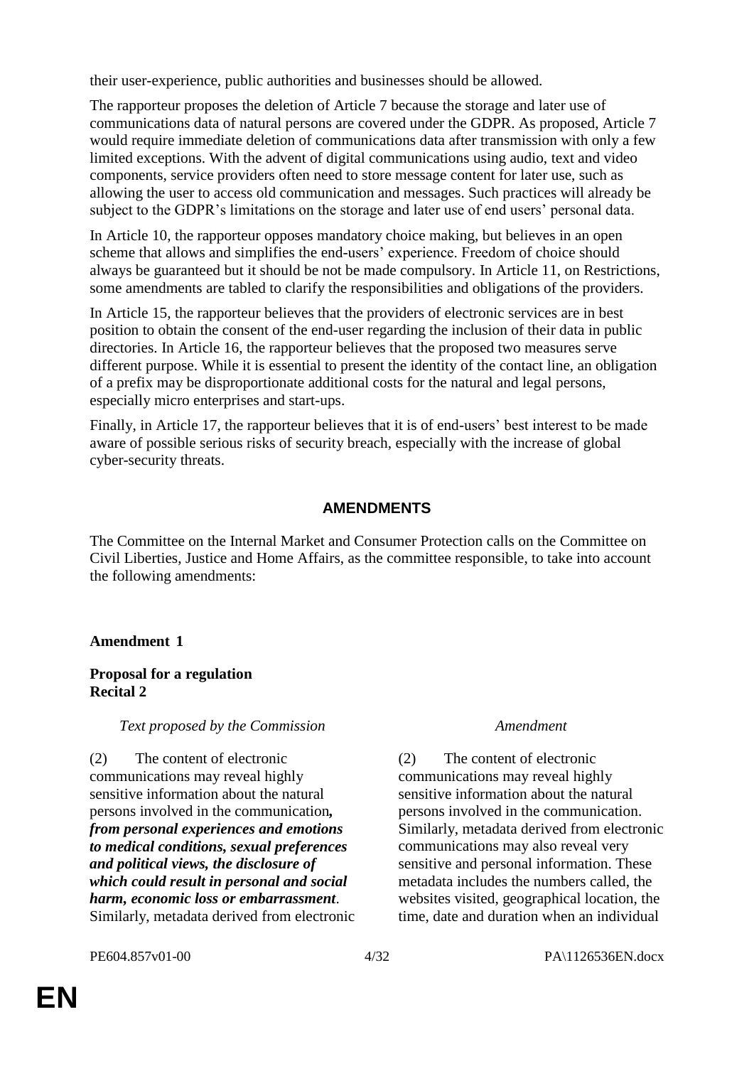their user-experience, public authorities and businesses should be allowed.

The rapporteur proposes the deletion of Article 7 because the storage and later use of communications data of natural persons are covered under the GDPR. As proposed, Article 7 would require immediate deletion of communications data after transmission with only a few limited exceptions. With the advent of digital communications using audio, text and video components, service providers often need to store message content for later use, such as allowing the user to access old communication and messages. Such practices will already be subject to the GDPR's limitations on the storage and later use of end users' personal data.

In Article 10, the rapporteur opposes mandatory choice making, but believes in an open scheme that allows and simplifies the end-users' experience. Freedom of choice should always be guaranteed but it should be not be made compulsory. In Article 11, on Restrictions, some amendments are tabled to clarify the responsibilities and obligations of the providers.

In Article 15, the rapporteur believes that the providers of electronic services are in best position to obtain the consent of the end-user regarding the inclusion of their data in public directories. In Article 16, the rapporteur believes that the proposed two measures serve different purpose. While it is essential to present the identity of the contact line, an obligation of a prefix may be disproportionate additional costs for the natural and legal persons, especially micro enterprises and start-ups.

Finally, in Article 17, the rapporteur believes that it is of end-users' best interest to be made aware of possible serious risks of security breach, especially with the increase of global cyber-security threats.

## AMENDMENTS

The Committee on the Internal Market and Consumer Protection calls on the Committee on Civil Liberties, Justice and Home Affairs, as the committee responsible, to take into account the following amendments:

**Amendment 1**

**Proposal for a regulation**
**Recital 2**

| *Text proposed by the Commission* | *Amendment* |
|---|---|
| (2) The content of electronic communications may reveal highly sensitive information about the natural persons involved in the communication***, from personal experiences and emotions to medical conditions, sexual preferences and political views, the disclosure of which could result in personal and social harm, economic loss or embarrassment***. Similarly, metadata derived from electronic | (2) The content of electronic communications may reveal highly sensitive information about the natural persons involved in the communication. Similarly, metadata derived from electronic communications may also reveal very sensitive and personal information. These metadata includes the numbers called, the websites visited, geographical location, the time, date and duration when an individual |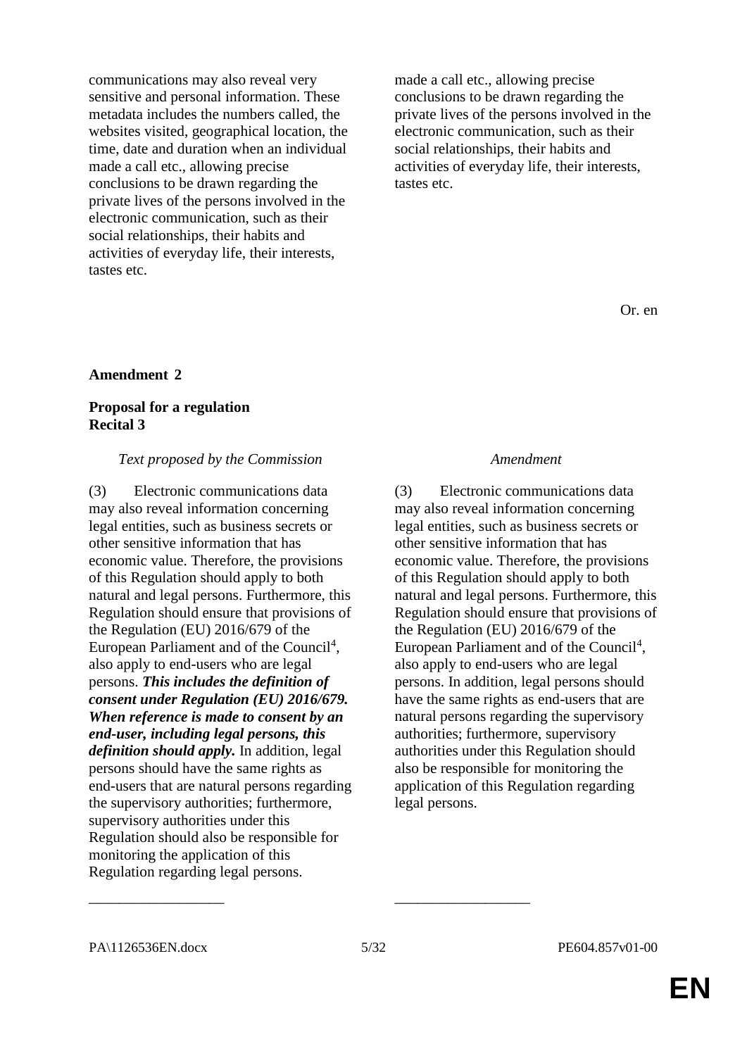| | |
|---|---|
| communications may also reveal very sensitive and personal information. These metadata includes the numbers called, the websites visited, geographical location, the time, date and duration when an individual made a call etc., allowing precise conclusions to be drawn regarding the private lives of the persons involved in the electronic communication, such as their social relationships, their habits and activities of everyday life, their interests, tastes etc. | made a call etc., allowing precise conclusions to be drawn regarding the private lives of the persons involved in the electronic communication, such as their social relationships, their habits and activities of everyday life, their interests, tastes etc. |

Or. en

**Amendment 2**

**Proposal for a regulation**
**Recital 3**

| *Text proposed by the Commission* | *Amendment* |
|---|---|
| (3) Electronic communications data may also reveal information concerning legal entities, such as business secrets or other sensitive information that has economic value. Therefore, the provisions of this Regulation should apply to both natural and legal persons. Furthermore, this Regulation should ensure that provisions of the Regulation (EU) 2016/679 of the European Parliament and of the Council[4], also apply to end-users who are legal persons. ***This includes the definition of consent under Regulation (EU) 2016/679. When reference is made to consent by an end-user, including legal persons, this definition should apply.*** In addition, legal persons should have the same rights as end-users that are natural persons regarding the supervisory authorities; furthermore, supervisory authorities under this Regulation should also be responsible for monitoring the application of this Regulation regarding legal persons. | (3) Electronic communications data may also reveal information concerning legal entities, such as business secrets or other sensitive information that has economic value. Therefore, the provisions of this Regulation should apply to both natural and legal persons. Furthermore, this Regulation should ensure that provisions of the Regulation (EU) 2016/679 of the European Parliament and of the Council[4], also apply to end-users who are legal persons. In addition, legal persons should have the same rights as end-users that are natural persons regarding the supervisory authorities; furthermore, supervisory authorities under this Regulation should also be responsible for monitoring the application of this Regulation regarding legal persons. |
| __________________ | __________________ |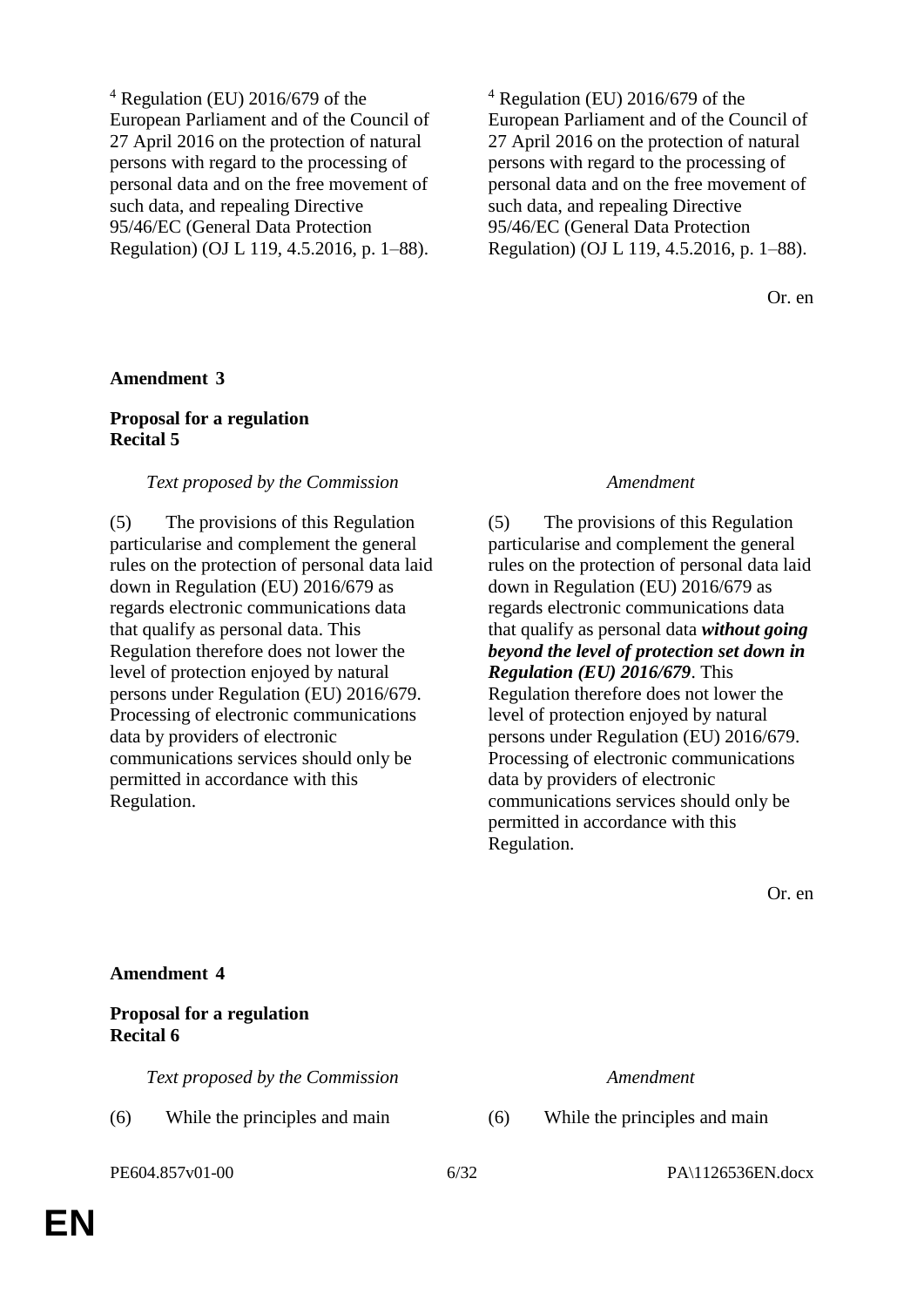| | |
|---|---|
| [4] Regulation (EU) 2016/679 of the European Parliament and of the Council of 27 April 2016 on the protection of natural persons with regard to the processing of personal data and on the free movement of such data, and repealing Directive 95/46/EC (General Data Protection Regulation) (OJ L 119, 4.5.2016, p. 1–88). | [4] Regulation (EU) 2016/679 of the European Parliament and of the Council of 27 April 2016 on the protection of natural persons with regard to the processing of personal data and on the free movement of such data, and repealing Directive 95/46/EC (General Data Protection Regulation) (OJ L 119, 4.5.2016, p. 1–88). |

Or. en

**Amendment 3**

**Proposal for a regulation**
**Recital 5**

| *Text proposed by the Commission* | *Amendment* |
|---|---|
| (5) The provisions of this Regulation particularise and complement the general rules on the protection of personal data laid down in Regulation (EU) 2016/679 as regards electronic communications data that qualify as personal data. This Regulation therefore does not lower the level of protection enjoyed by natural persons under Regulation (EU) 2016/679. Processing of electronic communications data by providers of electronic communications services should only be permitted in accordance with this Regulation. | (5) The provisions of this Regulation particularise and complement the general rules on the protection of personal data laid down in Regulation (EU) 2016/679 as regards electronic communications data that qualify as personal data ***without going beyond the level of protection set down in Regulation (EU) 2016/679***. This Regulation therefore does not lower the level of protection enjoyed by natural persons under Regulation (EU) 2016/679. Processing of electronic communications data by providers of electronic communications services should only be permitted in accordance with this Regulation. |

Or. en

**Amendment 4**

**Proposal for a regulation**
**Recital 6**

| *Text proposed by the Commission* | *Amendment* |
|---|---|
| (6) While the principles and main | (6) While the principles and main |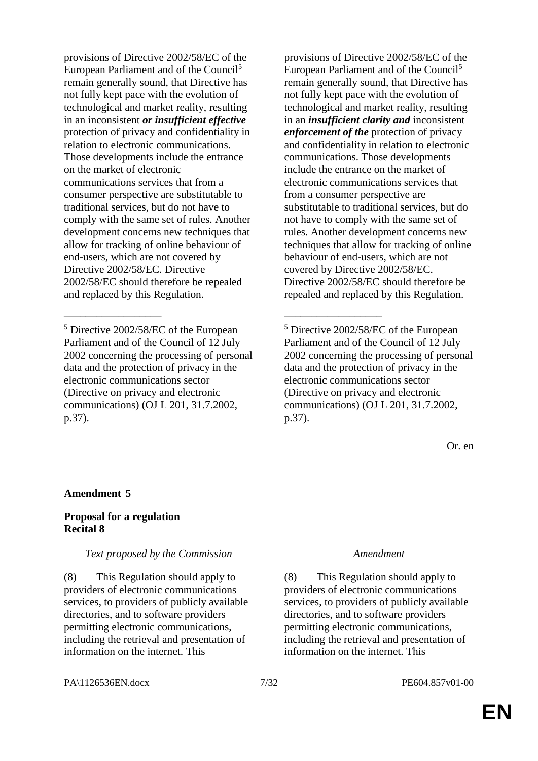| | |
|---|---|
| provisions of Directive 2002/58/EC of the European Parliament and of the Council[5] remain generally sound, that Directive has not fully kept pace with the evolution of technological and market reality, resulting in an inconsistent ***or insufficient effective*** protection of privacy and confidentiality in relation to electronic communications. Those developments include the entrance on the market of electronic communications services that from a consumer perspective are substitutable to traditional services, but do not have to comply with the same set of rules. Another development concerns new techniques that allow for tracking of online behaviour of end-users, which are not covered by Directive 2002/58/EC. Directive 2002/58/EC should therefore be repealed and replaced by this Regulation. | provisions of Directive 2002/58/EC of the European Parliament and of the Council[5] remain generally sound, that Directive has not fully kept pace with the evolution of technological and market reality, resulting in an ***insufficient clarity and*** inconsistent ***enforcement of the*** protection of privacy and confidentiality in relation to electronic communications. Those developments include the entrance on the market of electronic communications services that from a consumer perspective are substitutable to traditional services, but do not have to comply with the same set of rules. Another development concerns new techniques that allow for tracking of online behaviour of end-users, which are not covered by Directive 2002/58/EC. Directive 2002/58/EC should therefore be repealed and replaced by this Regulation. |
| __________________ | __________________ |
| [5] Directive 2002/58/EC of the European Parliament and of the Council of 12 July 2002 concerning the processing of personal data and the protection of privacy in the electronic communications sector (Directive on privacy and electronic communications) (OJ L 201, 31.7.2002, p.37). | [5] Directive 2002/58/EC of the European Parliament and of the Council of 12 July 2002 concerning the processing of personal data and the protection of privacy in the electronic communications sector (Directive on privacy and electronic communications) (OJ L 201, 31.7.2002, p.37). |

Or. en

**Amendment 5**

**Proposal for a regulation**
**Recital 8**

| *Text proposed by the Commission* | *Amendment* |
|---|---|
| (8) This Regulation should apply to providers of electronic communications services, to providers of publicly available directories, and to software providers permitting electronic communications, including the retrieval and presentation of information on the internet. This | (8) This Regulation should apply to providers of electronic communications services, to providers of publicly available directories, and to software providers permitting electronic communications, including the retrieval and presentation of information on the internet. This |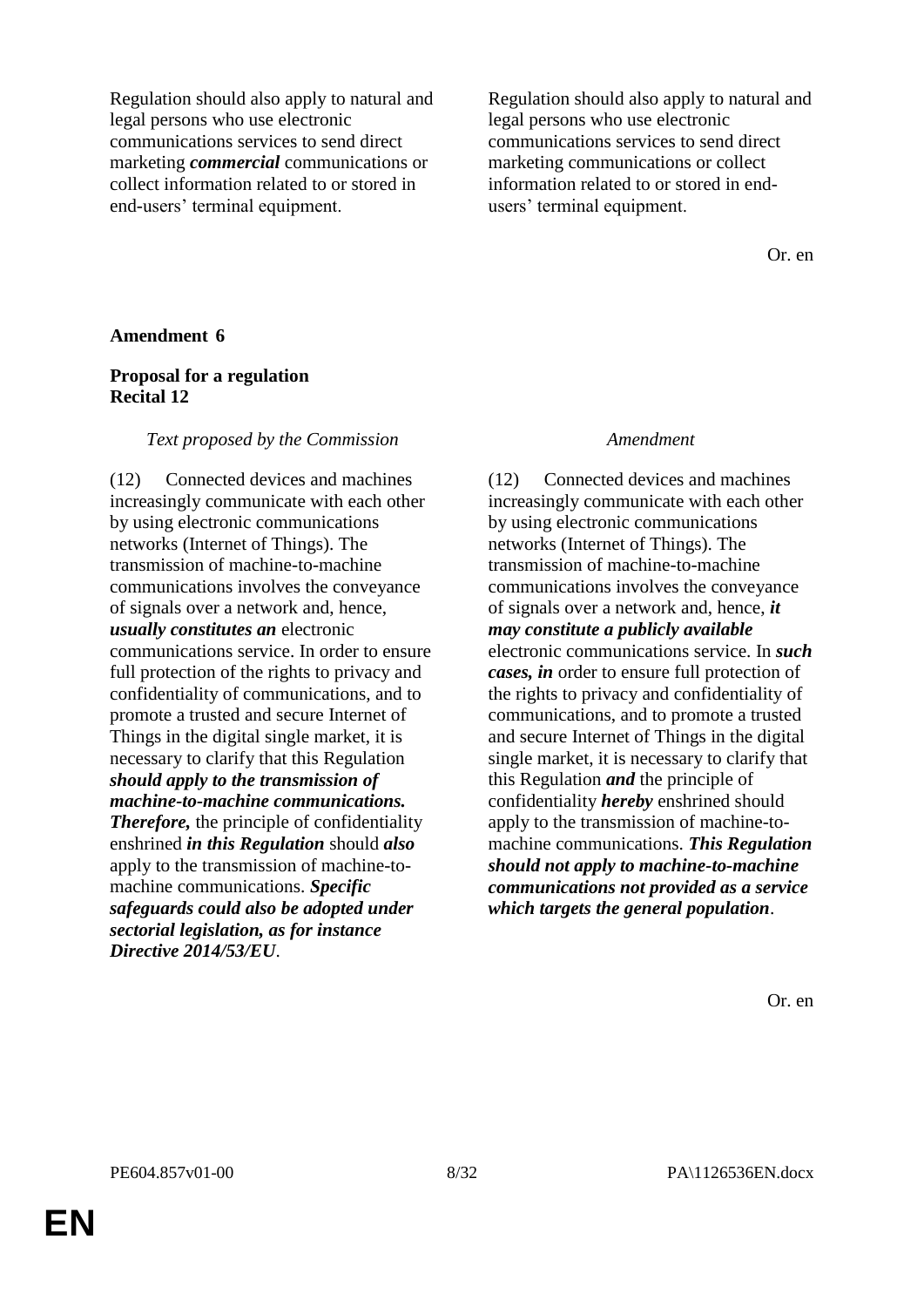| | |
|---|---|
| Regulation should also apply to natural and legal persons who use electronic communications services to send direct marketing ***commercial*** communications or collect information related to or stored in end-users' terminal equipment. | Regulation should also apply to natural and legal persons who use electronic communications services to send direct marketing communications or collect information related to or stored in end-users' terminal equipment. |

Or. en

**Amendment 6**

**Proposal for a regulation**
**Recital 12**

| *Text proposed by the Commission* | *Amendment* |
|---|---|
| (12) Connected devices and machines increasingly communicate with each other by using electronic communications networks (Internet of Things). The transmission of machine-to-machine communications involves the conveyance of signals over a network and, hence, ***usually constitutes an*** electronic communications service. In order to ensure full protection of the rights to privacy and confidentiality of communications, and to promote a trusted and secure Internet of Things in the digital single market, it is necessary to clarify that this Regulation ***should apply to the transmission of machine-to-machine communications. Therefore,*** the principle of confidentiality enshrined ***in this Regulation*** should ***also*** apply to the transmission of machine-to-machine communications. ***Specific safeguards could also be adopted under sectorial legislation, as for instance Directive 2014/53/EU***. | (12) Connected devices and machines increasingly communicate with each other by using electronic communications networks (Internet of Things). The transmission of machine-to-machine communications involves the conveyance of signals over a network and, hence, ***it may constitute a publicly available*** electronic communications service. In ***such cases, in*** order to ensure full protection of the rights to privacy and confidentiality of communications, and to promote a trusted and secure Internet of Things in the digital single market, it is necessary to clarify that this Regulation ***and*** the principle of confidentiality ***hereby*** enshrined should apply to the transmission of machine-to-machine communications. ***This Regulation should not apply to machine-to-machine communications not provided as a service which targets the general population***. |

Or. en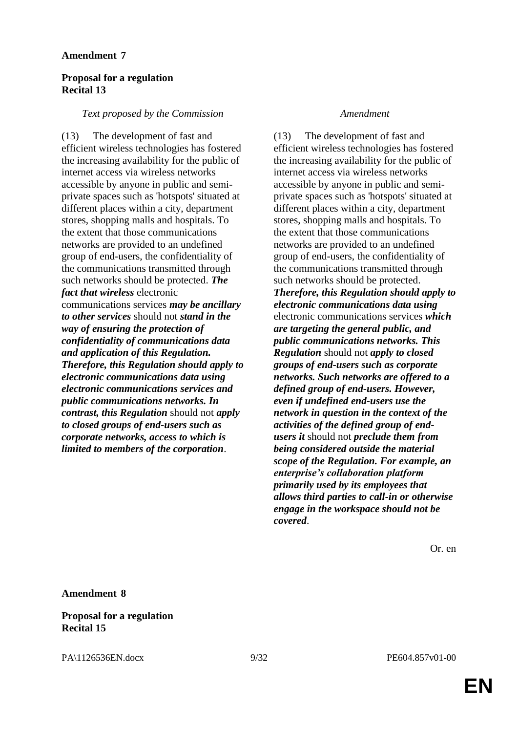**Amendment 7**

**Proposal for a regulation**
**Recital 13**

| *Text proposed by the Commission* | *Amendment* |
| --- | --- |
| (13) The development of fast and efficient wireless technologies has fostered the increasing availability for the public of internet access via wireless networks accessible by anyone in public and semi-private spaces such as 'hotspots' situated at different places within a city, department stores, shopping malls and hospitals. To the extent that those communications networks are provided to an undefined group of end-users, the confidentiality of the communications transmitted through such networks should be protected. ***The fact that wireless*** electronic communications services ***may be ancillary to other services*** should not ***stand in the way of ensuring the protection of confidentiality of communications data and application of this Regulation. Therefore, this Regulation should apply to electronic communications data using electronic communications services and public communications networks. In contrast, this Regulation*** should not ***apply to closed groups of end-users such as corporate networks, access to which is limited to members of the corporation***. | (13) The development of fast and efficient wireless technologies has fostered the increasing availability for the public of internet access via wireless networks accessible by anyone in public and semi-private spaces such as 'hotspots' situated at different places within a city, department stores, shopping malls and hospitals. To the extent that those communications networks are provided to an undefined group of end-users, the confidentiality of the communications transmitted through such networks should be protected. ***Therefore, this Regulation should apply to electronic communications data using*** electronic communications services ***which are targeting the general public, and public communications networks. This Regulation*** should not ***apply to closed groups of end-users such as corporate networks. Such networks are offered to a defined group of end-users. However, even if undefined end-users use the network in question in the context of the activities of the defined group of end-users it*** should not ***preclude them from being considered outside the material scope of the Regulation. For example, an enterprise's collaboration platform primarily used by its employees that allows third parties to call-in or otherwise engage in the workspace should not be covered***. |

Or. en

**Amendment 8**

**Proposal for a regulation**
**Recital 15**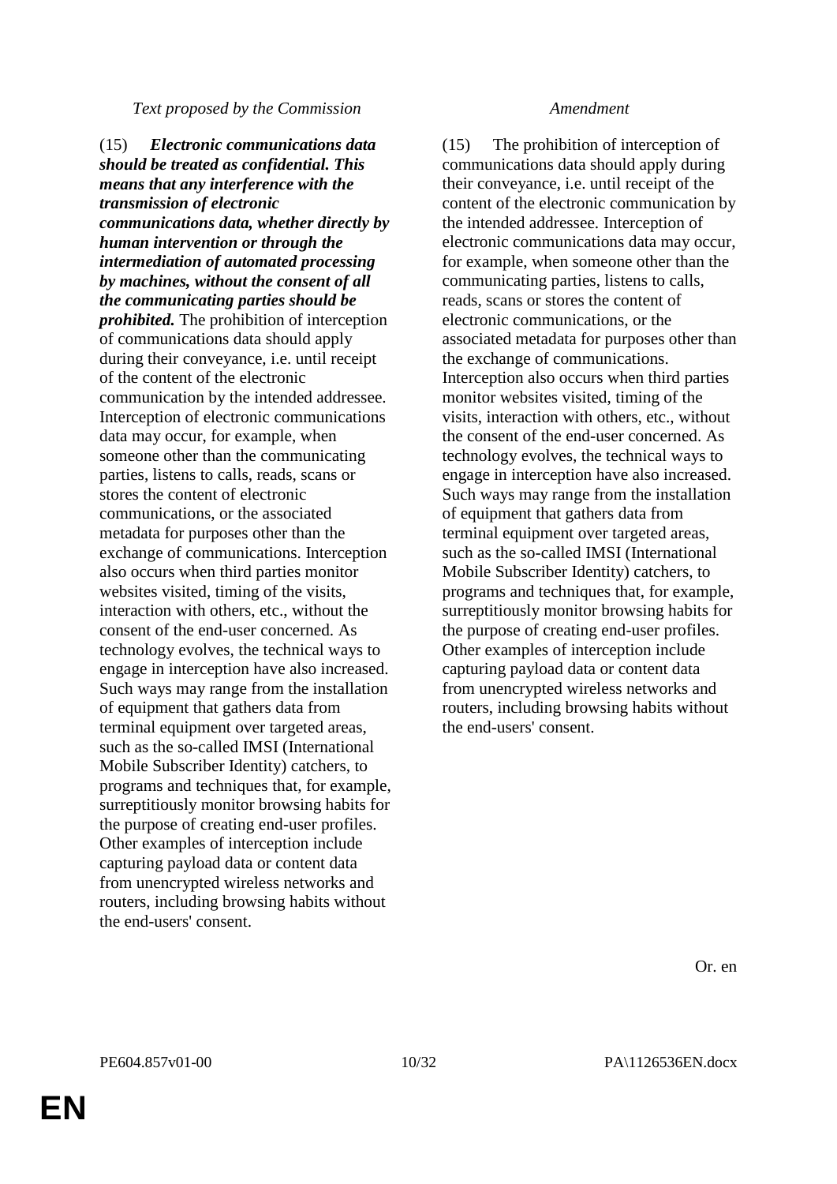| Text proposed by the Commission | Amendment |
|---|---|
| (15) ***Electronic communications data should be treated as confidential. This means that any interference with the transmission of electronic communications data, whether directly by human intervention or through the intermediation of automated processing by machines, without the consent of all the communicating parties should be prohibited.*** The prohibition of interception of communications data should apply during their conveyance, i.e. until receipt of the content of the electronic communication by the intended addressee. Interception of electronic communications data may occur, for example, when someone other than the communicating parties, listens to calls, reads, scans or stores the content of electronic communications, or the associated metadata for purposes other than the exchange of communications. Interception also occurs when third parties monitor websites visited, timing of the visits, interaction with others, etc., without the consent of the end-user concerned. As technology evolves, the technical ways to engage in interception have also increased. Such ways may range from the installation of equipment that gathers data from terminal equipment over targeted areas, such as the so-called IMSI (International Mobile Subscriber Identity) catchers, to programs and techniques that, for example, surreptitiously monitor browsing habits for the purpose of creating end-user profiles. Other examples of interception include capturing payload data or content data from unencrypted wireless networks and routers, including browsing habits without the end-users' consent. | (15) The prohibition of interception of communications data should apply during their conveyance, i.e. until receipt of the content of the electronic communication by the intended addressee. Interception of electronic communications data may occur, for example, when someone other than the communicating parties, listens to calls, reads, scans or stores the content of electronic communications, or the associated metadata for purposes other than the exchange of communications. Interception also occurs when third parties monitor websites visited, timing of the visits, interaction with others, etc., without the consent of the end-user concerned. As technology evolves, the technical ways to engage in interception have also increased. Such ways may range from the installation of equipment that gathers data from terminal equipment over targeted areas, such as the so-called IMSI (International Mobile Subscriber Identity) catchers, to programs and techniques that, for example, surreptitiously monitor browsing habits for the purpose of creating end-user profiles. Other examples of interception include capturing payload data or content data from unencrypted wireless networks and routers, including browsing habits without the end-users' consent. |

Or. en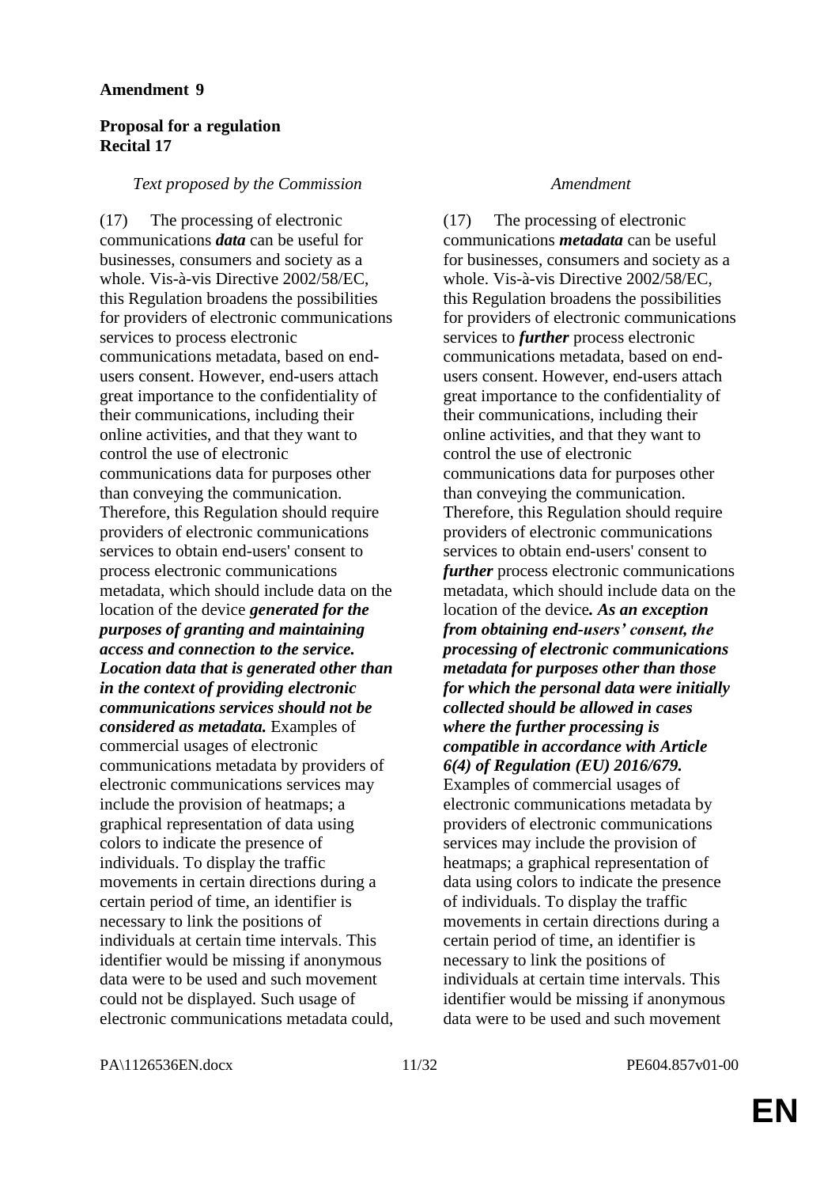**Amendment 9**

**Proposal for a regulation**
**Recital 17**

| *Text proposed by the Commission* | *Amendment* |
|---|---|
| (17) The processing of electronic communications ***data*** can be useful for businesses, consumers and society as a whole. Vis-à-vis Directive 2002/58/EC, this Regulation broadens the possibilities for providers of electronic communications services to process electronic communications metadata, based on end-users consent. However, end-users attach great importance to the confidentiality of their communications, including their online activities, and that they want to control the use of electronic communications data for purposes other than conveying the communication. Therefore, this Regulation should require providers of electronic communications services to obtain end-users' consent to process electronic communications metadata, which should include data on the location of the device ***generated for the purposes of granting and maintaining access and connection to the service. Location data that is generated other than in the context of providing electronic communications services should not be considered as metadata.*** Examples of commercial usages of electronic communications metadata by providers of electronic communications services may include the provision of heatmaps; a graphical representation of data using colors to indicate the presence of individuals. To display the traffic movements in certain directions during a certain period of time, an identifier is necessary to link the positions of individuals at certain time intervals. This identifier would be missing if anonymous data were to be used and such movement could not be displayed. Such usage of electronic communications metadata could, | (17) The processing of electronic communications ***metadata*** can be useful for businesses, consumers and society as a whole. Vis-à-vis Directive 2002/58/EC, this Regulation broadens the possibilities for providers of electronic communications services to ***further*** process electronic communications metadata, based on end-users consent. However, end-users attach great importance to the confidentiality of their communications, including their online activities, and that they want to control the use of electronic communications data for purposes other than conveying the communication. Therefore, this Regulation should require providers of electronic communications services to obtain end-users' consent to ***further*** process electronic communications metadata, which should include data on the location of the device***. As an exception from obtaining end-users' consent, the processing of electronic communications metadata for purposes other than those for which the personal data were initially collected should be allowed in cases where the further processing is compatible in accordance with Article 6(4) of Regulation (EU) 2016/679.*** Examples of commercial usages of electronic communications metadata by providers of electronic communications services may include the provision of heatmaps; a graphical representation of data using colors to indicate the presence of individuals. To display the traffic movements in certain directions during a certain period of time, an identifier is necessary to link the positions of individuals at certain time intervals. This identifier would be missing if anonymous data were to be used and such movement |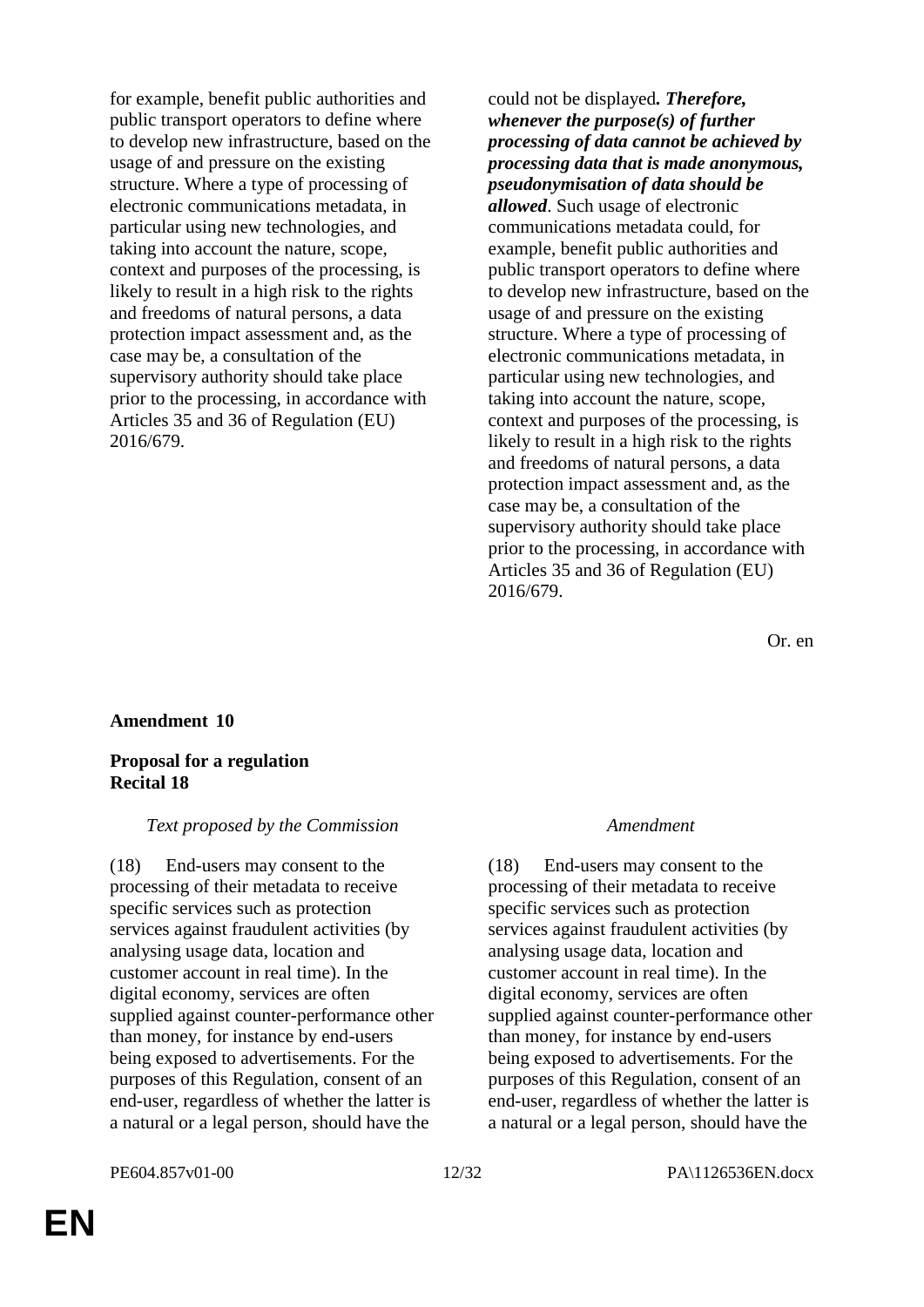| | |
|---|---|
| for example, benefit public authorities and public transport operators to define where to develop new infrastructure, based on the usage of and pressure on the existing structure. Where a type of processing of electronic communications metadata, in particular using new technologies, and taking into account the nature, scope, context and purposes of the processing, is likely to result in a high risk to the rights and freedoms of natural persons, a data protection impact assessment and, as the case may be, a consultation of the supervisory authority should take place prior to the processing, in accordance with Articles 35 and 36 of Regulation (EU) 2016/679. | could not be displayed***. Therefore, whenever the purpose(s) of further processing of data cannot be achieved by processing data that is made anonymous, pseudonymisation of data should be allowed***. Such usage of electronic communications metadata could, for example, benefit public authorities and public transport operators to define where to develop new infrastructure, based on the usage of and pressure on the existing structure. Where a type of processing of electronic communications metadata, in particular using new technologies, and taking into account the nature, scope, context and purposes of the processing, is likely to result in a high risk to the rights and freedoms of natural persons, a data protection impact assessment and, as the case may be, a consultation of the supervisory authority should take place prior to the processing, in accordance with Articles 35 and 36 of Regulation (EU) 2016/679. |

Or. en

**Amendment 10**

**Proposal for a regulation**
**Recital 18**

| *Text proposed by the Commission* | *Amendment* |
|---|---|
| (18) End-users may consent to the processing of their metadata to receive specific services such as protection services against fraudulent activities (by analysing usage data, location and customer account in real time). In the digital economy, services are often supplied against counter-performance other than money, for instance by end-users being exposed to advertisements. For the purposes of this Regulation, consent of an end-user, regardless of whether the latter is a natural or a legal person, should have the | (18) End-users may consent to the processing of their metadata to receive specific services such as protection services against fraudulent activities (by analysing usage data, location and customer account in real time). In the digital economy, services are often supplied against counter-performance other than money, for instance by end-users being exposed to advertisements. For the purposes of this Regulation, consent of an end-user, regardless of whether the latter is a natural or a legal person, should have the |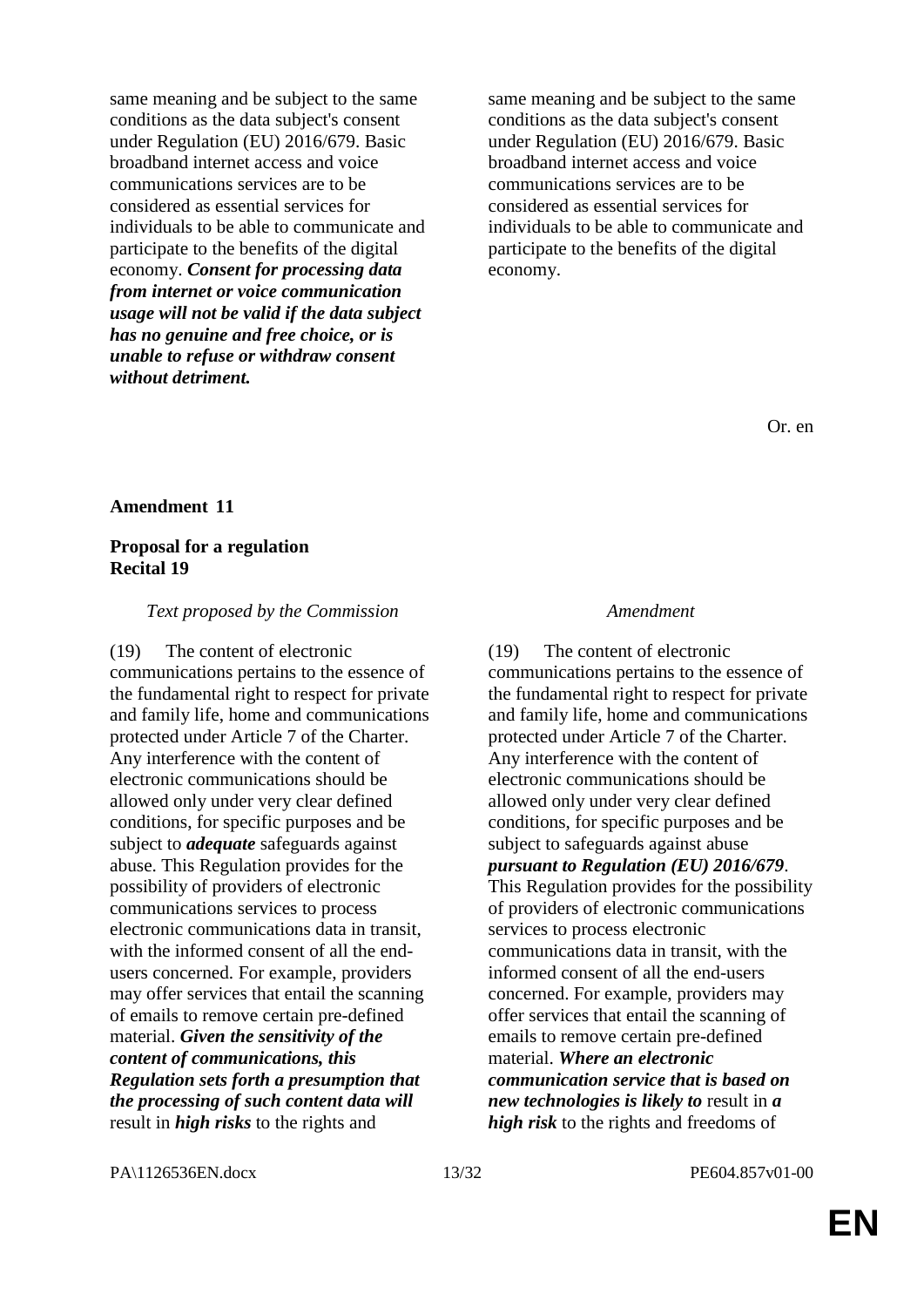| | |
|---|---|
| same meaning and be subject to the same conditions as the data subject's consent under Regulation (EU) 2016/679. Basic broadband internet access and voice communications services are to be considered as essential services for individuals to be able to communicate and participate to the benefits of the digital economy. ***Consent for processing data from internet or voice communication usage will not be valid if the data subject has no genuine and free choice, or is unable to refuse or withdraw consent without detriment.*** | same meaning and be subject to the same conditions as the data subject's consent under Regulation (EU) 2016/679. Basic broadband internet access and voice communications services are to be considered as essential services for individuals to be able to communicate and participate to the benefits of the digital economy. |

Or. en

**Amendment 11**

**Proposal for a regulation**
**Recital 19**

| *Text proposed by the Commission* | *Amendment* |
|---|---|
| (19) The content of electronic communications pertains to the essence of the fundamental right to respect for private and family life, home and communications protected under Article 7 of the Charter. Any interference with the content of electronic communications should be allowed only under very clear defined conditions, for specific purposes and be subject to ***adequate*** safeguards against abuse. This Regulation provides for the possibility of providers of electronic communications services to process electronic communications data in transit, with the informed consent of all the end-users concerned. For example, providers may offer services that entail the scanning of emails to remove certain pre-defined material. ***Given the sensitivity of the content of communications, this Regulation sets forth a presumption that the processing of such content data will*** result in ***high risks*** to the rights and | (19) The content of electronic communications pertains to the essence of the fundamental right to respect for private and family life, home and communications protected under Article 7 of the Charter. Any interference with the content of electronic communications should be allowed only under very clear defined conditions, for specific purposes and be subject to safeguards against abuse ***pursuant to Regulation (EU) 2016/679***. This Regulation provides for the possibility of providers of electronic communications services to process electronic communications data in transit, with the informed consent of all the end-users concerned. For example, providers may offer services that entail the scanning of emails to remove certain pre-defined material. ***Where an electronic communication service that is based on new technologies is likely to*** result in ***a high risk*** to the rights and freedoms of |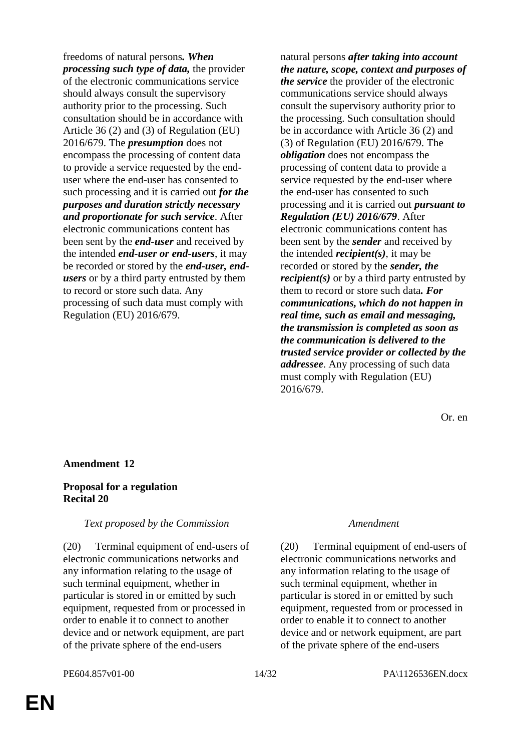| Text proposed by the Commission | Amendment |
|---|---|
| freedoms of natural persons***. When processing such type of data,*** the provider of the electronic communications service should always consult the supervisory authority prior to the processing. Such consultation should be in accordance with Article 36 (2) and (3) of Regulation (EU) 2016/679. The ***presumption*** does not encompass the processing of content data to provide a service requested by the end-user where the end-user has consented to such processing and it is carried out ***for the purposes and duration strictly necessary and proportionate for such service***. After electronic communications content has been sent by the ***end-user*** and received by the intended ***end-user or end-users***, it may be recorded or stored by the ***end-user, end-users*** or by a third party entrusted by them to record or store such data. Any processing of such data must comply with Regulation (EU) 2016/679. | natural persons ***after taking into account the nature, scope, context and purposes of the service*** the provider of the electronic communications service should always consult the supervisory authority prior to the processing. Such consultation should be in accordance with Article 36 (2) and (3) of Regulation (EU) 2016/679. The ***obligation*** does not encompass the processing of content data to provide a service requested by the end-user where the end-user has consented to such processing and it is carried out ***pursuant to Regulation (EU) 2016/679***. After electronic communications content has been sent by the ***sender*** and received by the intended ***recipient(s)***, it may be recorded or stored by the ***sender, the recipient(s)*** or by a third party entrusted by them to record or store such data***. For communications, which do not happen in real time, such as email and messaging, the transmission is completed as soon as the communication is delivered to the trusted service provider or collected by the addressee***. Any processing of such data must comply with Regulation (EU) 2016/679. |

Or. en

**Amendment 12**

**Proposal for a regulation**
**Recital 20**

| *Text proposed by the Commission* | *Amendment* |
|---|---|
| (20) Terminal equipment of end-users of electronic communications networks and any information relating to the usage of such terminal equipment, whether in particular is stored in or emitted by such equipment, requested from or processed in order to enable it to connect to another device and or network equipment, are part of the private sphere of the end-users | (20) Terminal equipment of end-users of electronic communications networks and any information relating to the usage of such terminal equipment, whether in particular is stored in or emitted by such equipment, requested from or processed in order to enable it to connect to another device and or network equipment, are part of the private sphere of the end-users |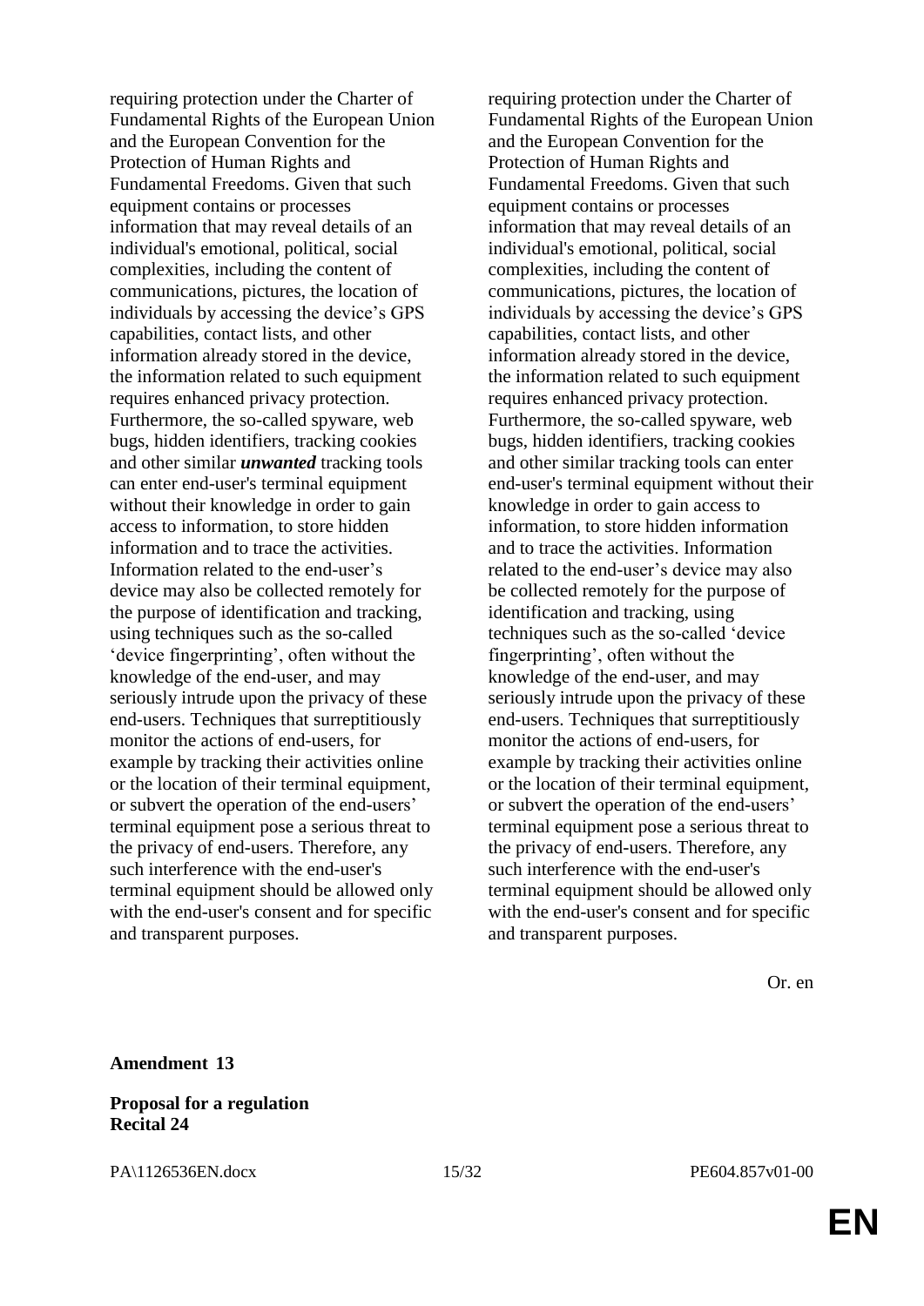| | |
|---|---|
| requiring protection under the Charter of Fundamental Rights of the European Union and the European Convention for the Protection of Human Rights and Fundamental Freedoms. Given that such equipment contains or processes information that may reveal details of an individual's emotional, political, social complexities, including the content of communications, pictures, the location of individuals by accessing the device’s GPS capabilities, contact lists, and other information already stored in the device, the information related to such equipment requires enhanced privacy protection. Furthermore, the so-called spyware, web bugs, hidden identifiers, tracking cookies and other similar ***unwanted*** tracking tools can enter end-user's terminal equipment without their knowledge in order to gain access to information, to store hidden information and to trace the activities. Information related to the end-user’s device may also be collected remotely for the purpose of identification and tracking, using techniques such as the so-called ‘device fingerprinting’, often without the knowledge of the end-user, and may seriously intrude upon the privacy of these end-users. Techniques that surreptitiously monitor the actions of end-users, for example by tracking their activities online or the location of their terminal equipment, or subvert the operation of the end-users’ terminal equipment pose a serious threat to the privacy of end-users. Therefore, any such interference with the end-user's terminal equipment should be allowed only with the end-user's consent and for specific and transparent purposes. | requiring protection under the Charter of Fundamental Rights of the European Union and the European Convention for the Protection of Human Rights and Fundamental Freedoms. Given that such equipment contains or processes information that may reveal details of an individual's emotional, political, social complexities, including the content of communications, pictures, the location of individuals by accessing the device’s GPS capabilities, contact lists, and other information already stored in the device, the information related to such equipment requires enhanced privacy protection. Furthermore, the so-called spyware, web bugs, hidden identifiers, tracking cookies and other similar tracking tools can enter end-user's terminal equipment without their knowledge in order to gain access to information, to store hidden information and to trace the activities. Information related to the end-user’s device may also be collected remotely for the purpose of identification and tracking, using techniques such as the so-called ‘device fingerprinting’, often without the knowledge of the end-user, and may seriously intrude upon the privacy of these end-users. Techniques that surreptitiously monitor the actions of end-users, for example by tracking their activities online or the location of their terminal equipment, or subvert the operation of the end-users’ terminal equipment pose a serious threat to the privacy of end-users. Therefore, any such interference with the end-user's terminal equipment should be allowed only with the end-user's consent and for specific and transparent purposes. |

Or. en

**Amendment 13**

**Proposal for a regulation**
**Recital 24**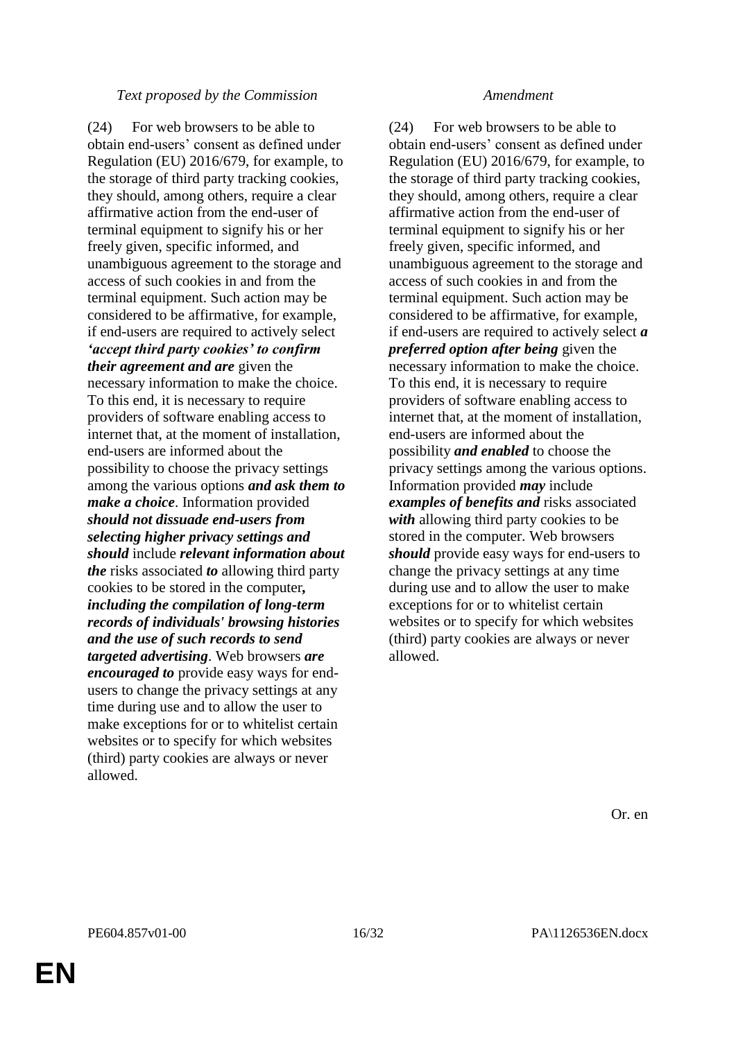| *Text proposed by the Commission* | *Amendment* |
|---|---|
| (24) For web browsers to be able to obtain end-users' consent as defined under Regulation (EU) 2016/679, for example, to the storage of third party tracking cookies, they should, among others, require a clear affirmative action from the end-user of terminal equipment to signify his or her freely given, specific informed, and unambiguous agreement to the storage and access of such cookies in and from the terminal equipment. Such action may be considered to be affirmative, for example, if end-users are required to actively select ***'accept third party cookies' to confirm their agreement and are*** given the necessary information to make the choice. To this end, it is necessary to require providers of software enabling access to internet that, at the moment of installation, end-users are informed about the possibility to choose the privacy settings among the various options ***and ask them to make a choice***. Information provided ***should not dissuade end-users from selecting higher privacy settings and should*** include ***relevant information about the*** risks associated ***to*** allowing third party cookies to be stored in the computer***, including the compilation of long-term records of individuals' browsing histories and the use of such records to send targeted advertising***. Web browsers ***are encouraged to*** provide easy ways for end-users to change the privacy settings at any time during use and to allow the user to make exceptions for or to whitelist certain websites or to specify for which websites (third) party cookies are always or never allowed. | (24) For web browsers to be able to obtain end-users' consent as defined under Regulation (EU) 2016/679, for example, to the storage of third party tracking cookies, they should, among others, require a clear affirmative action from the end-user of terminal equipment to signify his or her freely given, specific informed, and unambiguous agreement to the storage and access of such cookies in and from the terminal equipment. Such action may be considered to be affirmative, for example, if end-users are required to actively select ***a preferred option after being*** given the necessary information to make the choice. To this end, it is necessary to require providers of software enabling access to internet that, at the moment of installation, end-users are informed about the possibility ***and enabled*** to choose the privacy settings among the various options. Information provided ***may*** include ***examples of benefits and*** risks associated ***with*** allowing third party cookies to be stored in the computer. Web browsers ***should*** provide easy ways for end-users to change the privacy settings at any time during use and to allow the user to make exceptions for or to whitelist certain websites or to specify for which websites (third) party cookies are always or never allowed. |

Or. en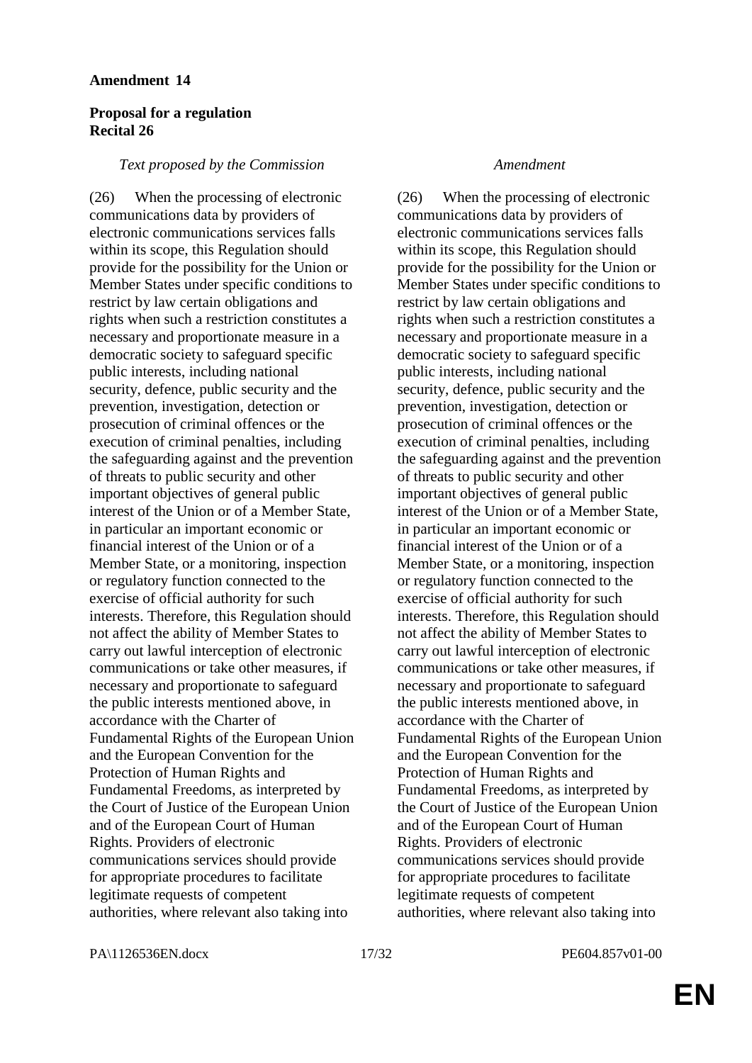**Amendment 14**

**Proposal for a regulation**
**Recital 26**

| *Text proposed by the Commission* | *Amendment* |
|---|---|
| (26) When the processing of electronic communications data by providers of electronic communications services falls within its scope, this Regulation should provide for the possibility for the Union or Member States under specific conditions to restrict by law certain obligations and rights when such a restriction constitutes a necessary and proportionate measure in a democratic society to safeguard specific public interests, including national security, defence, public security and the prevention, investigation, detection or prosecution of criminal offences or the execution of criminal penalties, including the safeguarding against and the prevention of threats to public security and other important objectives of general public interest of the Union or of a Member State, in particular an important economic or financial interest of the Union or of a Member State, or a monitoring, inspection or regulatory function connected to the exercise of official authority for such interests. Therefore, this Regulation should not affect the ability of Member States to carry out lawful interception of electronic communications or take other measures, if necessary and proportionate to safeguard the public interests mentioned above, in accordance with the Charter of Fundamental Rights of the European Union and the European Convention for the Protection of Human Rights and Fundamental Freedoms, as interpreted by the Court of Justice of the European Union and of the European Court of Human Rights. Providers of electronic communications services should provide for appropriate procedures to facilitate legitimate requests of competent authorities, where relevant also taking into | (26) When the processing of electronic communications data by providers of electronic communications services falls within its scope, this Regulation should provide for the possibility for the Union or Member States under specific conditions to restrict by law certain obligations and rights when such a restriction constitutes a necessary and proportionate measure in a democratic society to safeguard specific public interests, including national security, defence, public security and the prevention, investigation, detection or prosecution of criminal offences or the execution of criminal penalties, including the safeguarding against and the prevention of threats to public security and other important objectives of general public interest of the Union or of a Member State, in particular an important economic or financial interest of the Union or of a Member State, or a monitoring, inspection or regulatory function connected to the exercise of official authority for such interests. Therefore, this Regulation should not affect the ability of Member States to carry out lawful interception of electronic communications or take other measures, if necessary and proportionate to safeguard the public interests mentioned above, in accordance with the Charter of Fundamental Rights of the European Union and the European Convention for the Protection of Human Rights and Fundamental Freedoms, as interpreted by the Court of Justice of the European Union and of the European Court of Human Rights. Providers of electronic communications services should provide for appropriate procedures to facilitate legitimate requests of competent authorities, where relevant also taking into |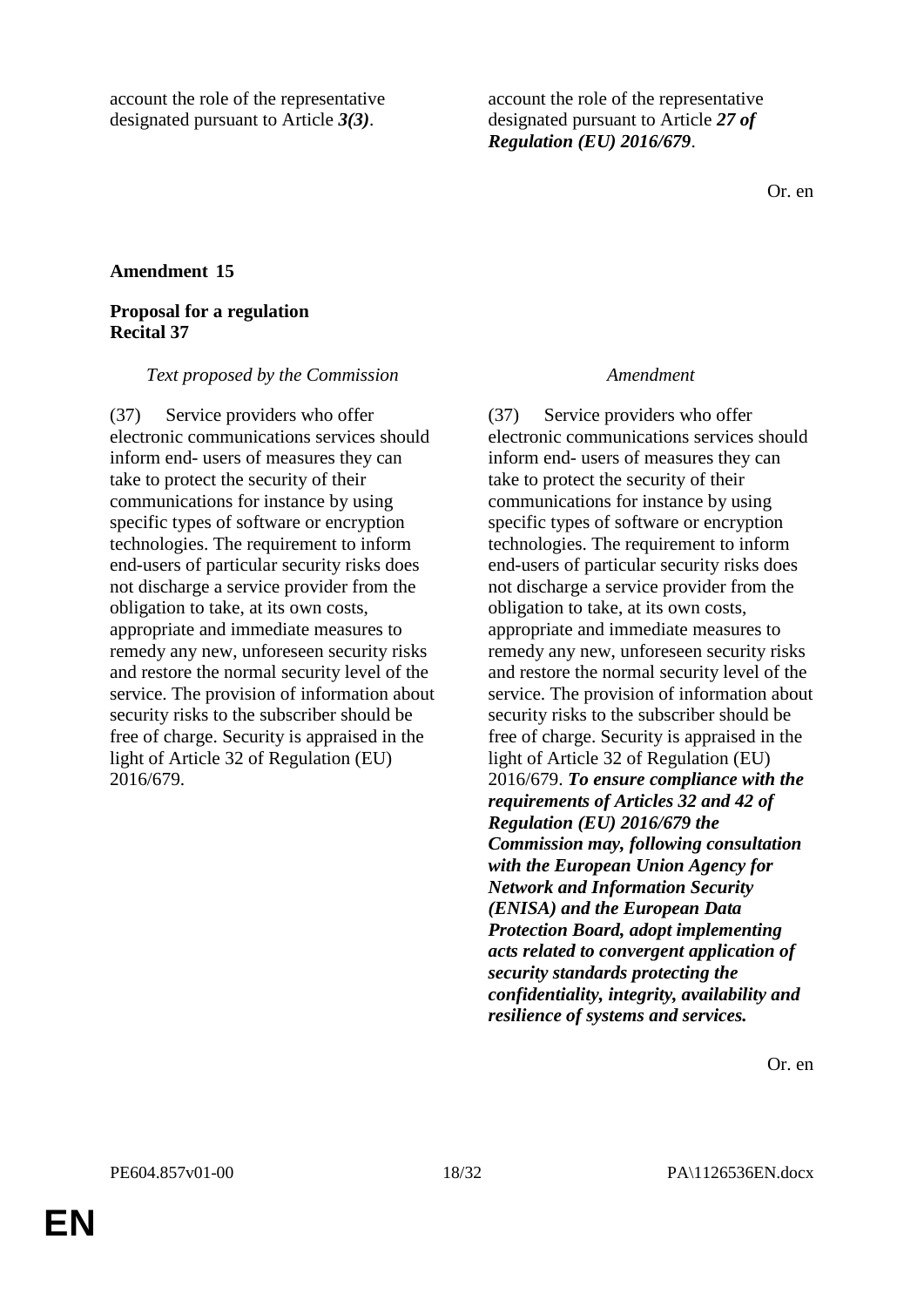| | |
|---|---|
| account the role of the representative designated pursuant to Article ***3(3)***. | account the role of the representative designated pursuant to Article ***27 of Regulation (EU) 2016/679***. |

Or. en

**Amendment 15**

**Proposal for a regulation**
**Recital 37**

| *Text proposed by the Commission* | *Amendment* |
|---|---|
| (37) Service providers who offer electronic communications services should inform end- users of measures they can take to protect the security of their communications for instance by using specific types of software or encryption technologies. The requirement to inform end-users of particular security risks does not discharge a service provider from the obligation to take, at its own costs, appropriate and immediate measures to remedy any new, unforeseen security risks and restore the normal security level of the service. The provision of information about security risks to the subscriber should be free of charge. Security is appraised in the light of Article 32 of Regulation (EU) 2016/679. | (37) Service providers who offer electronic communications services should inform end- users of measures they can take to protect the security of their communications for instance by using specific types of software or encryption technologies. The requirement to inform end-users of particular security risks does not discharge a service provider from the obligation to take, at its own costs, appropriate and immediate measures to remedy any new, unforeseen security risks and restore the normal security level of the service. The provision of information about security risks to the subscriber should be free of charge. Security is appraised in the light of Article 32 of Regulation (EU) 2016/679. ***To ensure compliance with the requirements of Articles 32 and 42 of Regulation (EU) 2016/679 the Commission may, following consultation with the European Union Agency for Network and Information Security (ENISA) and the European Data Protection Board, adopt implementing acts related to convergent application of security standards protecting the confidentiality, integrity, availability and resilience of systems and services.*** |

Or. en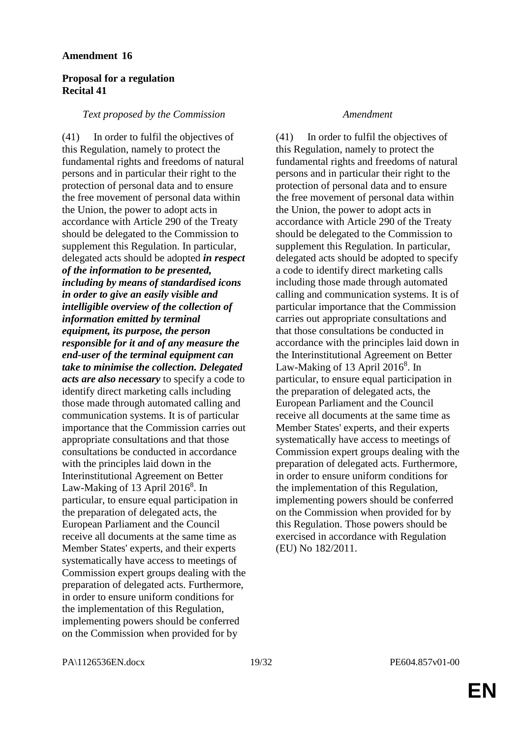**Amendment 16**

**Proposal for a regulation**
**Recital 41**

| *Text proposed by the Commission* | *Amendment* |
|---|---|
| (41) In order to fulfil the objectives of this Regulation, namely to protect the fundamental rights and freedoms of natural persons and in particular their right to the protection of personal data and to ensure the free movement of personal data within the Union, the power to adopt acts in accordance with Article 290 of the Treaty should be delegated to the Commission to supplement this Regulation. In particular, delegated acts should be adopted ***in respect of the information to be presented, including by means of standardised icons in order to give an easily visible and intelligible overview of the collection of information emitted by terminal equipment, its purpose, the person responsible for it and of any measure the end-user of the terminal equipment can take to minimise the collection. Delegated acts are also necessary*** to specify a code to identify direct marketing calls including those made through automated calling and communication systems. It is of particular importance that the Commission carries out appropriate consultations and that those consultations be conducted in accordance with the principles laid down in the Interinstitutional Agreement on Better Law-Making of 13 April 2016[8]. In particular, to ensure equal participation in the preparation of delegated acts, the European Parliament and the Council receive all documents at the same time as Member States' experts, and their experts systematically have access to meetings of Commission expert groups dealing with the preparation of delegated acts. Furthermore, in order to ensure uniform conditions for the implementation of this Regulation, implementing powers should be conferred on the Commission when provided for by | (41) In order to fulfil the objectives of this Regulation, namely to protect the fundamental rights and freedoms of natural persons and in particular their right to the protection of personal data and to ensure the free movement of personal data within the Union, the power to adopt acts in accordance with Article 290 of the Treaty should be delegated to the Commission to supplement this Regulation. In particular, delegated acts should be adopted to specify a code to identify direct marketing calls including those made through automated calling and communication systems. It is of particular importance that the Commission carries out appropriate consultations and that those consultations be conducted in accordance with the principles laid down in the Interinstitutional Agreement on Better Law-Making of 13 April 2016[8]. In particular, to ensure equal participation in the preparation of delegated acts, the European Parliament and the Council receive all documents at the same time as Member States' experts, and their experts systematically have access to meetings of Commission expert groups dealing with the preparation of delegated acts. Furthermore, in order to ensure uniform conditions for the implementation of this Regulation, implementing powers should be conferred on the Commission when provided for by this Regulation. Those powers should be exercised in accordance with Regulation (EU) No 182/2011. |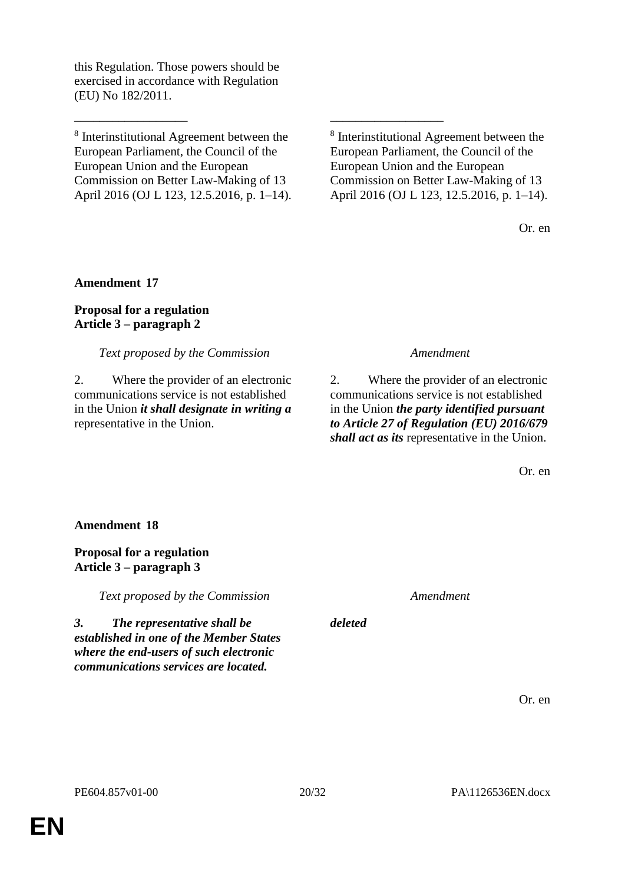| | |
|---|---|
| this Regulation. Those powers should be exercised in accordance with Regulation (EU) No 182/2011. | |
| __________________ | __________________ |
| [8] Interinstitutional Agreement between the European Parliament, the Council of the European Union and the European Commission on Better Law-Making of 13 April 2016 (OJ L 123, 12.5.2016, p. 1–14). | [8] Interinstitutional Agreement between the European Parliament, the Council of the European Union and the European Commission on Better Law-Making of 13 April 2016 (OJ L 123, 12.5.2016, p. 1–14). |

Or. en

**Amendment 17**

**Proposal for a regulation**
**Article 3 – paragraph 2**

| *Text proposed by the Commission* | *Amendment* |
|---|---|
| 2. Where the provider of an electronic communications service is not established in the Union ***it shall designate in writing a*** representative in the Union. | 2. Where the provider of an electronic communications service is not established in the Union ***the party identified pursuant to Article 27 of Regulation (EU) 2016/679 shall act as its*** representative in the Union. |

Or. en

**Amendment 18**

**Proposal for a regulation**
**Article 3 – paragraph 3**

| *Text proposed by the Commission* | *Amendment* |
|---|---|
| ***3. The representative shall be established in one of the Member States where the end-users of such electronic communications services are located.*** | ***deleted*** |

Or. en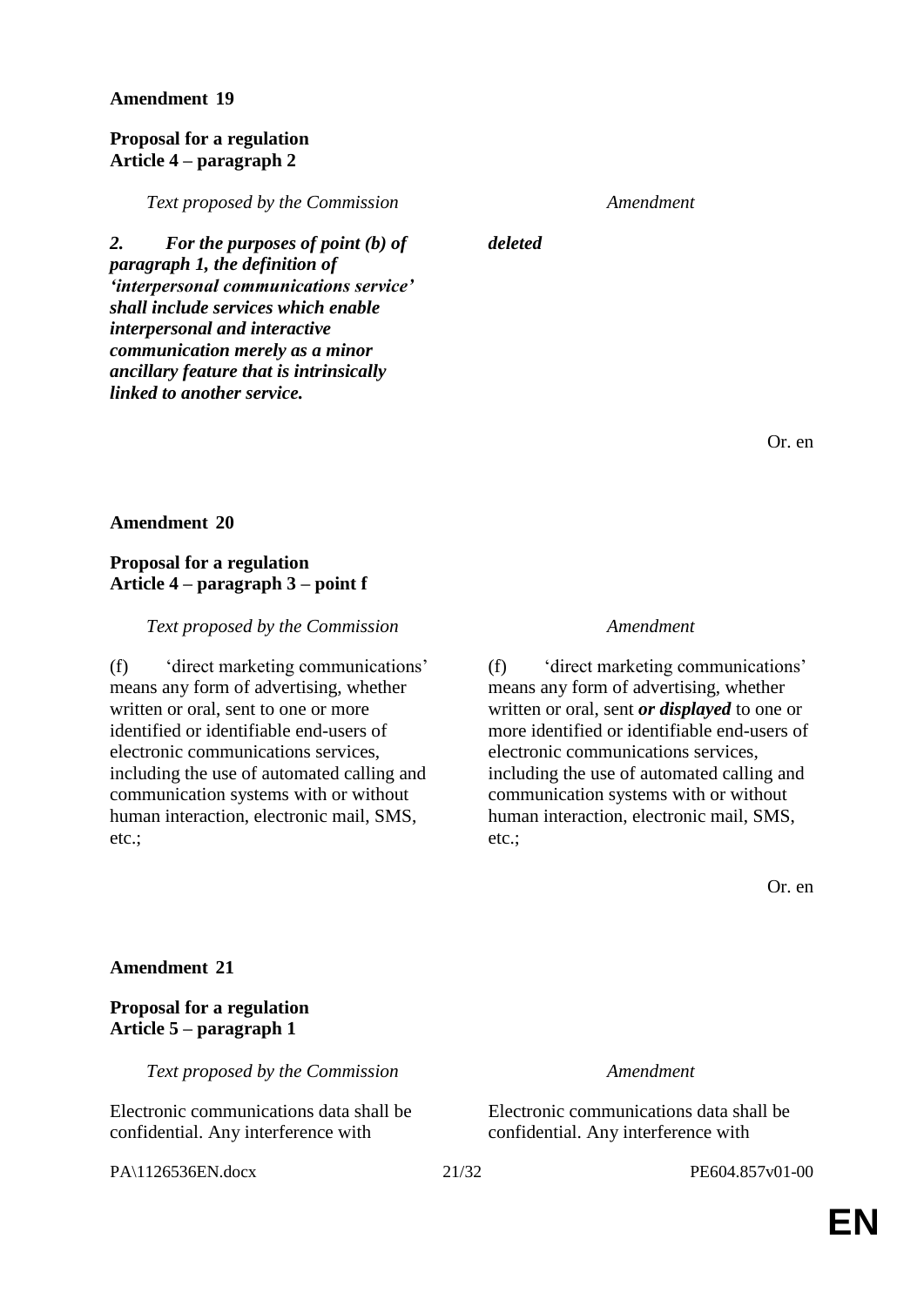**Amendment 19**

**Proposal for a regulation**
**Article 4 – paragraph 2**

| *Text proposed by the Commission* | *Amendment* |
|---|---|
| ***2. For the purposes of point (b) of paragraph 1, the definition of 'interpersonal communications service' shall include services which enable interpersonal and interactive communication merely as a minor ancillary feature that is intrinsically linked to another service.*** | ***deleted*** |

Or. en

**Amendment 20**

**Proposal for a regulation**
**Article 4 – paragraph 3 – point f**

| *Text proposed by the Commission* | *Amendment* |
|---|---|
| (f) 'direct marketing communications' means any form of advertising, whether written or oral, sent to one or more identified or identifiable end-users of electronic communications services, including the use of automated calling and communication systems with or without human interaction, electronic mail, SMS, etc.; | (f) 'direct marketing communications' means any form of advertising, whether written or oral, sent ***or displayed*** to one or more identified or identifiable end-users of electronic communications services, including the use of automated calling and communication systems with or without human interaction, electronic mail, SMS, etc.; |

Or. en

**Amendment 21**

**Proposal for a regulation**
**Article 5 – paragraph 1**

| *Text proposed by the Commission* | *Amendment* |
|---|---|
| Electronic communications data shall be confidential. Any interference with | Electronic communications data shall be confidential. Any interference with |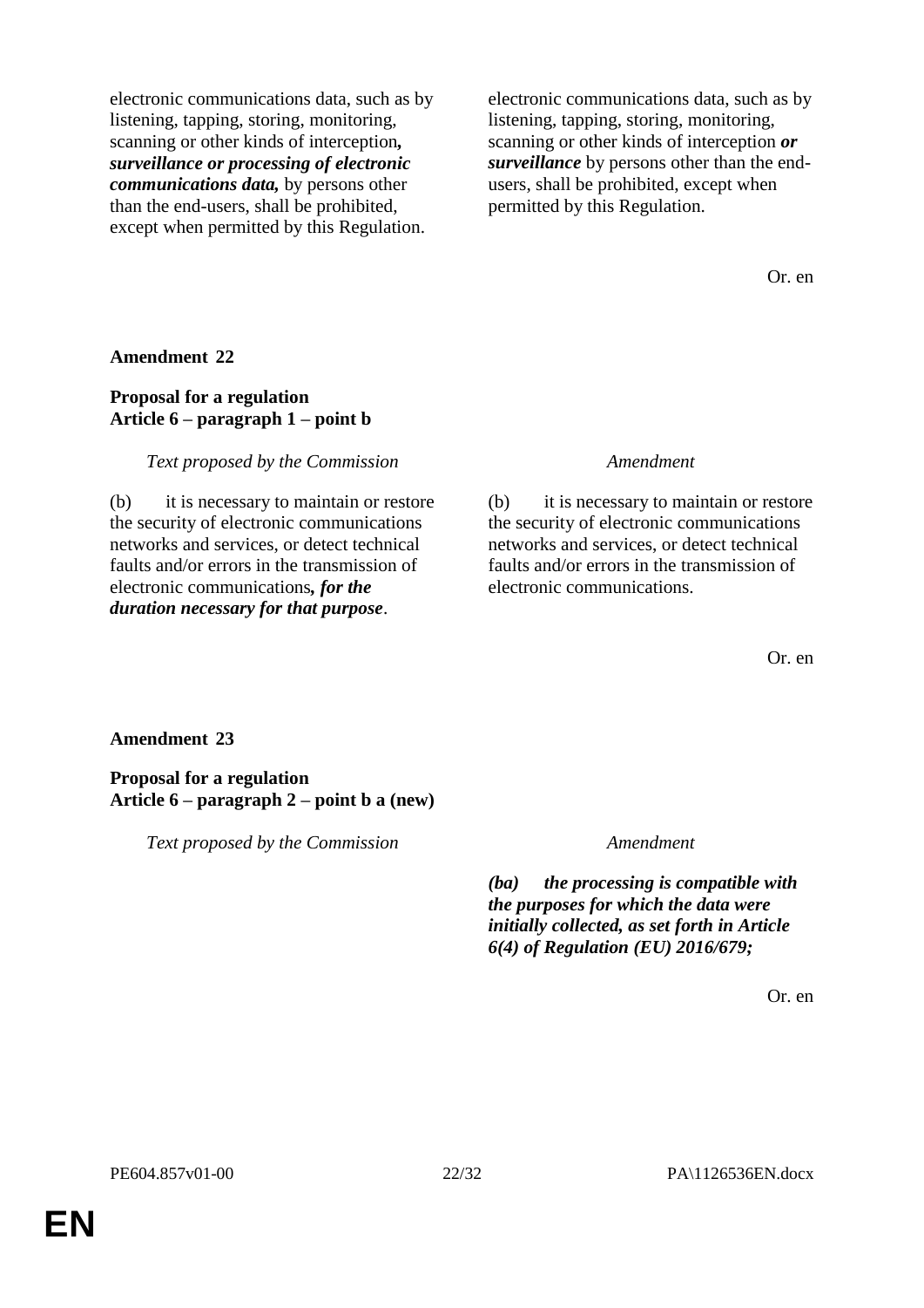| | |
|---|---|
| electronic communications data, such as by listening, tapping, storing, monitoring, scanning or other kinds of interception***, surveillance or processing of electronic communications data,*** by persons other than the end-users, shall be prohibited, except when permitted by this Regulation. | electronic communications data, such as by listening, tapping, storing, monitoring, scanning or other kinds of interception ***or surveillance*** by persons other than the end-users, shall be prohibited, except when permitted by this Regulation. |

Or. en

**Amendment 22**

**Proposal for a regulation**
**Article 6 – paragraph 1 – point b**

| *Text proposed by the Commission* | *Amendment* |
|---|---|
| (b) it is necessary to maintain or restore the security of electronic communications networks and services, or detect technical faults and/or errors in the transmission of electronic communications***, for the duration necessary for that purpose***. | (b) it is necessary to maintain or restore the security of electronic communications networks and services, or detect technical faults and/or errors in the transmission of electronic communications. |

Or. en

**Amendment 23**

**Proposal for a regulation**
**Article 6 – paragraph 2 – point b a (new)**

| *Text proposed by the Commission* | *Amendment* |
|---|---|
| | ***(ba) the processing is compatible with the purposes for which the data were initially collected, as set forth in Article 6(4) of Regulation (EU) 2016/679;*** |

Or. en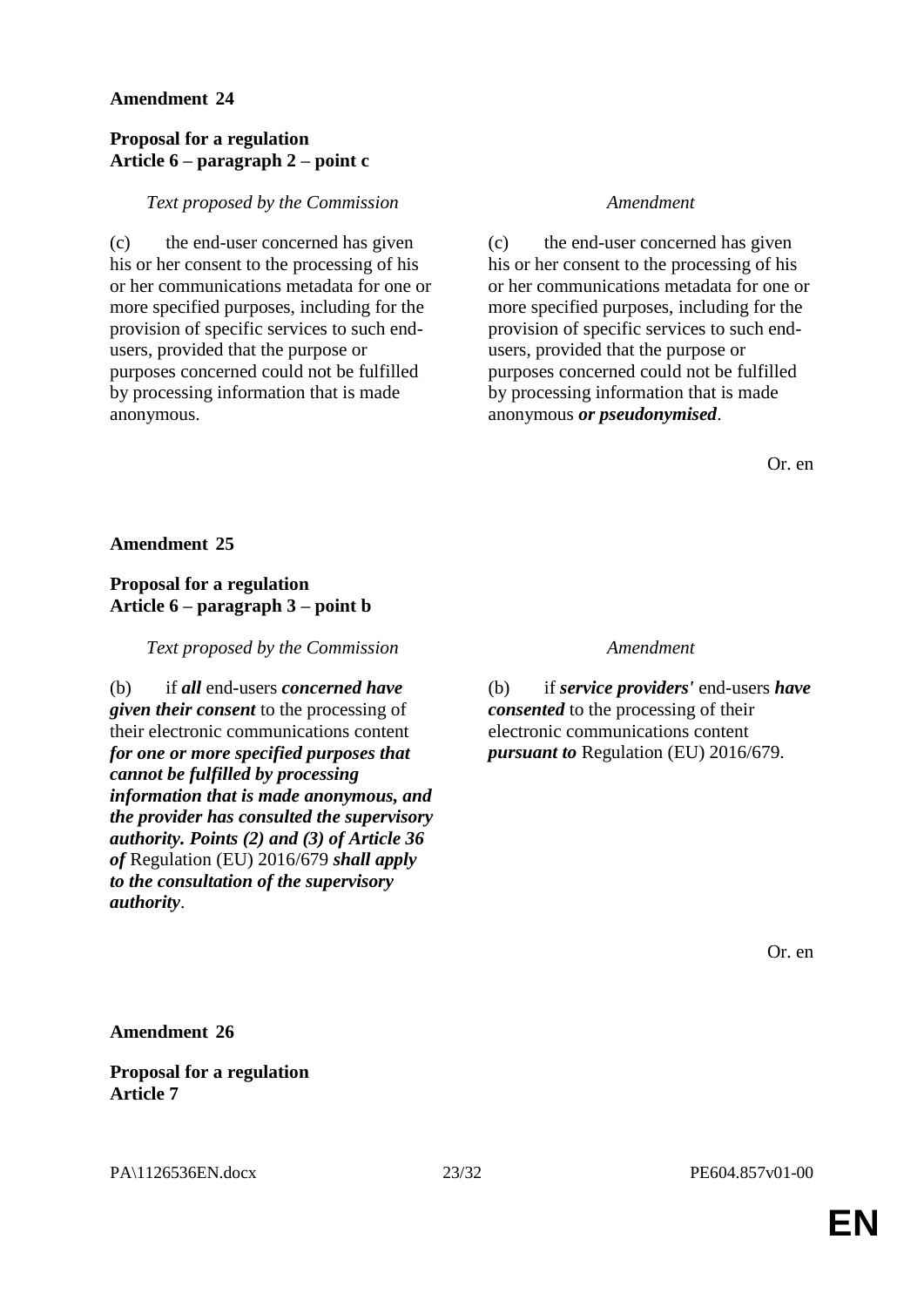**Amendment 24**

**Proposal for a regulation**
**Article 6 – paragraph 2 – point c**

| *Text proposed by the Commission* | *Amendment* |
|---|---|
| (c) the end-user concerned has given his or her consent to the processing of his or her communications metadata for one or more specified purposes, including for the provision of specific services to such end-users, provided that the purpose or purposes concerned could not be fulfilled by processing information that is made anonymous. | (c) the end-user concerned has given his or her consent to the processing of his or her communications metadata for one or more specified purposes, including for the provision of specific services to such end-users, provided that the purpose or purposes concerned could not be fulfilled by processing information that is made anonymous ***or pseudonymised***. |

Or. en

**Amendment 25**

**Proposal for a regulation**
**Article 6 – paragraph 3 – point b**

| *Text proposed by the Commission* | *Amendment* |
|---|---|
| (b) if ***all*** end-users ***concerned have given their consent*** to the processing of their electronic communications content ***for one or more specified purposes that cannot be fulfilled by processing information that is made anonymous, and the provider has consulted the supervisory authority. Points (2) and (3) of Article 36 of*** Regulation (EU) 2016/679 ***shall apply to the consultation of the supervisory authority***. | (b) if ***service providers'*** end-users ***have consented*** to the processing of their electronic communications content ***pursuant to*** Regulation (EU) 2016/679. |

Or. en

**Amendment 26**

**Proposal for a regulation**
**Article 7**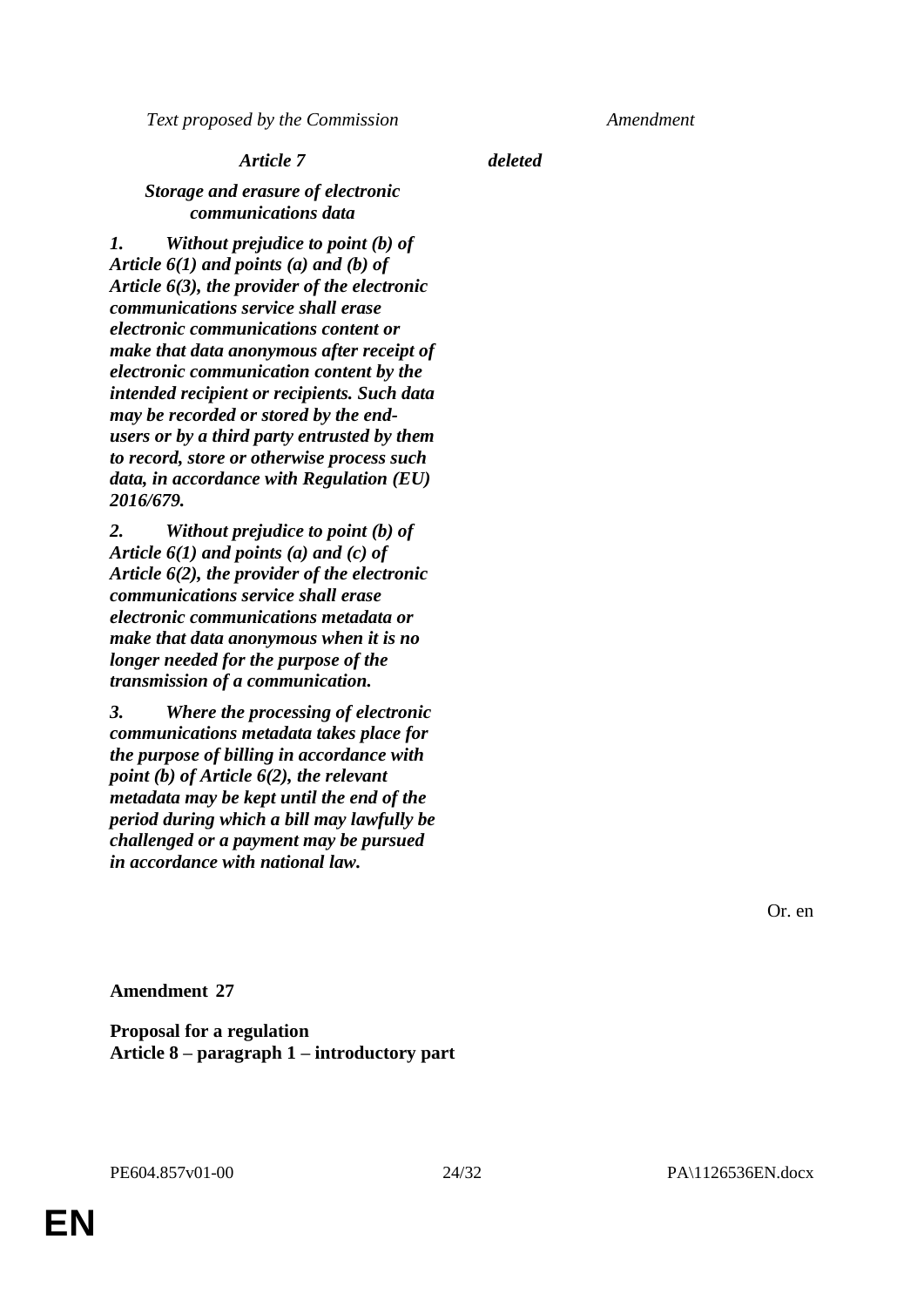| Text proposed by the Commission | Amendment |
| --- | --- |
| ***Article 7*** | ***deleted*** |
| ***Storage and erasure of electronic communications data*** | |
| ***1. Without prejudice to point (b) of Article 6(1) and points (a) and (b) of Article 6(3), the provider of the electronic communications service shall erase electronic communications content or make that data anonymous after receipt of electronic communication content by the intended recipient or recipients. Such data may be recorded or stored by the end-users or by a third party entrusted by them to record, store or otherwise process such data, in accordance with Regulation (EU) 2016/679.*** | |
| ***2. Without prejudice to point (b) of Article 6(1) and points (a) and (c) of Article 6(2), the provider of the electronic communications service shall erase electronic communications metadata or make that data anonymous when it is no longer needed for the purpose of the transmission of a communication.*** | |
| ***3. Where the processing of electronic communications metadata takes place for the purpose of billing in accordance with point (b) of Article 6(2), the relevant metadata may be kept until the end of the period during which a bill may lawfully be challenged or a payment may be pursued in accordance with national law.*** | |

Or. en

**Amendment 27**

**Proposal for a regulation**
**Article 8 – paragraph 1 – introductory part**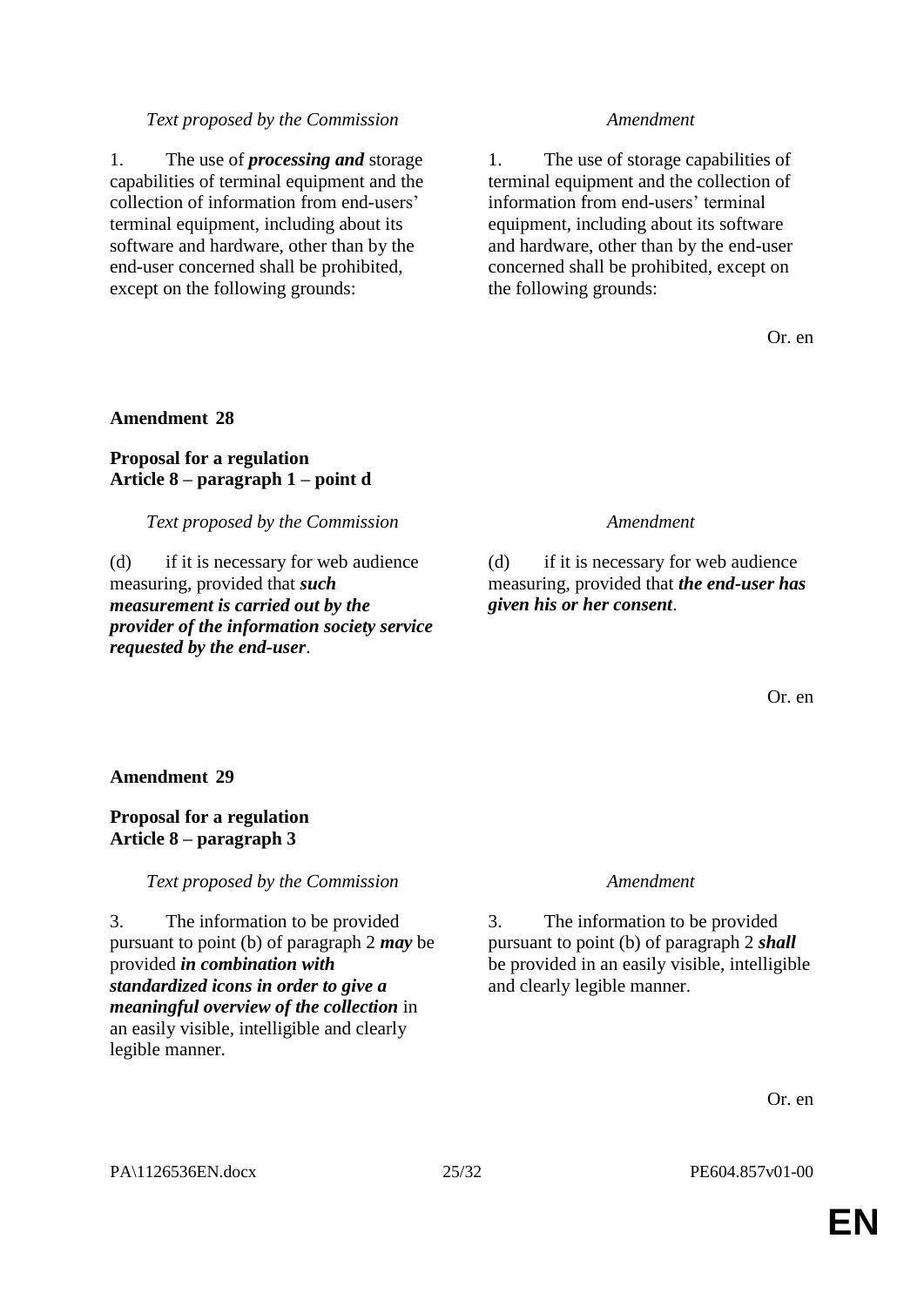| *Text proposed by the Commission* | *Amendment* |
|---|---|
| 1. The use of ***processing and*** storage capabilities of terminal equipment and the collection of information from end-users' terminal equipment, including about its software and hardware, other than by the end-user concerned shall be prohibited, except on the following grounds: | 1. The use of storage capabilities of terminal equipment and the collection of information from end-users' terminal equipment, including about its software and hardware, other than by the end-user concerned shall be prohibited, except on the following grounds: |

Or. en

**Amendment 28**

**Proposal for a regulation**
**Article 8 – paragraph 1 – point d**

| *Text proposed by the Commission* | *Amendment* |
|---|---|
| (d) if it is necessary for web audience measuring, provided that ***such measurement is carried out by the provider of the information society service requested by the end-user***. | (d) if it is necessary for web audience measuring, provided that ***the end-user has given his or her consent***. |

Or. en

**Amendment 29**

**Proposal for a regulation**
**Article 8 – paragraph 3**

| *Text proposed by the Commission* | *Amendment* |
|---|---|
| 3. The information to be provided pursuant to point (b) of paragraph 2 ***may*** be provided ***in combination with standardized icons in order to give a meaningful overview of the collection*** in an easily visible, intelligible and clearly legible manner. | 3. The information to be provided pursuant to point (b) of paragraph 2 ***shall*** be provided in an easily visible, intelligible and clearly legible manner. |

Or. en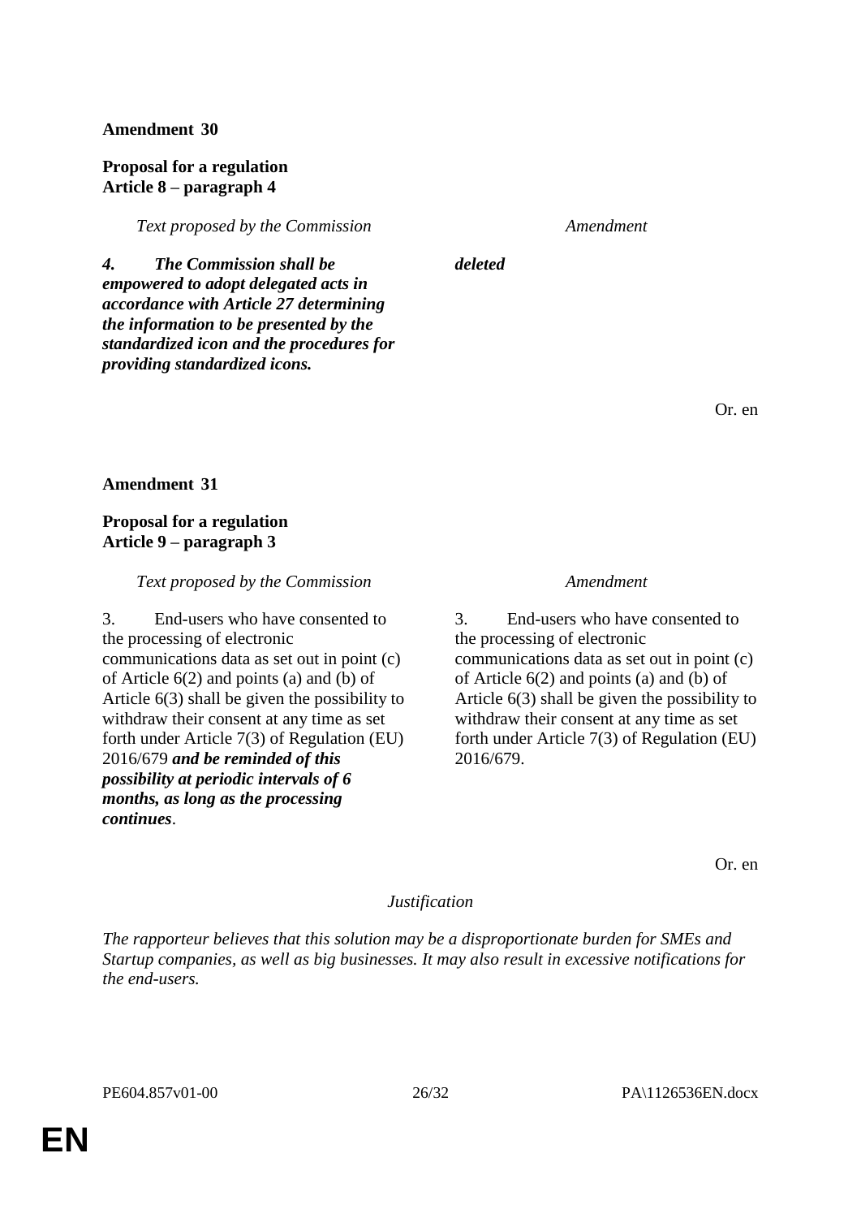**Amendment 30**

**Proposal for a regulation**
**Article 8 – paragraph 4**

| *Text proposed by the Commission* | *Amendment* |
| --- | --- |
| ***4. The Commission shall be empowered to adopt delegated acts in accordance with Article 27 determining the information to be presented by the standardized icon and the procedures for providing standardized icons.*** | ***deleted*** |

Or. en

**Amendment 31**

**Proposal for a regulation**
**Article 9 – paragraph 3**

| *Text proposed by the Commission* | *Amendment* |
| --- | --- |
| 3. End-users who have consented to the processing of electronic communications data as set out in point (c) of Article 6(2) and points (a) and (b) of Article 6(3) shall be given the possibility to withdraw their consent at any time as set forth under Article 7(3) of Regulation (EU) 2016/679 ***and be reminded of this possibility at periodic intervals of 6 months, as long as the processing continues***. | 3. End-users who have consented to the processing of electronic communications data as set out in point (c) of Article 6(2) and points (a) and (b) of Article 6(3) shall be given the possibility to withdraw their consent at any time as set forth under Article 7(3) of Regulation (EU) 2016/679. |

Or. en

*Justification*

*The rapporteur believes that this solution may be a disproportionate burden for SMEs and Startup companies, as well as big businesses. It may also result in excessive notifications for the end-users.*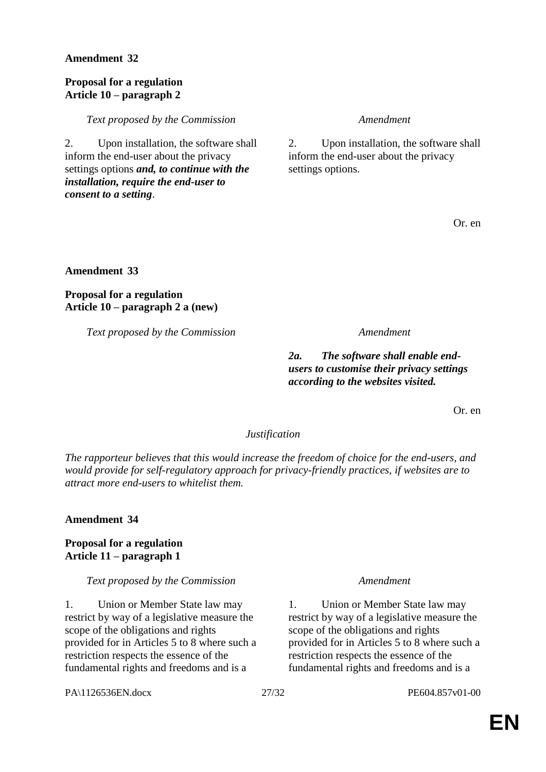**Amendment 32**

**Proposal for a regulation**
**Article 10 – paragraph 2**

| *Text proposed by the Commission* | *Amendment* |
| --- | --- |
| 2. Upon installation, the software shall inform the end-user about the privacy settings options ***and, to continue with the installation, require the end-user to consent to a setting***. | 2. Upon installation, the software shall inform the end-user about the privacy settings options. |

Or. en

**Amendment 33**

**Proposal for a regulation**
**Article 10 – paragraph 2 a (new)**

| *Text proposed by the Commission* | *Amendment* |
| --- | --- |
| | ***2a. The software shall enable end-users to customise their privacy settings according to the websites visited.*** |

Or. en

*Justification*

*The rapporteur believes that this would increase the freedom of choice for the end-users, and would provide for self-regulatory approach for privacy-friendly practices, if websites are to attract more end-users to whitelist them.*

**Amendment 34**

**Proposal for a regulation**
**Article 11 – paragraph 1**

| *Text proposed by the Commission* | *Amendment* |
| --- | --- |
| 1. Union or Member State law may restrict by way of a legislative measure the scope of the obligations and rights provided for in Articles 5 to 8 where such a restriction respects the essence of the fundamental rights and freedoms and is a | 1. Union or Member State law may restrict by way of a legislative measure the scope of the obligations and rights provided for in Articles 5 to 8 where such a restriction respects the essence of the fundamental rights and freedoms and is a |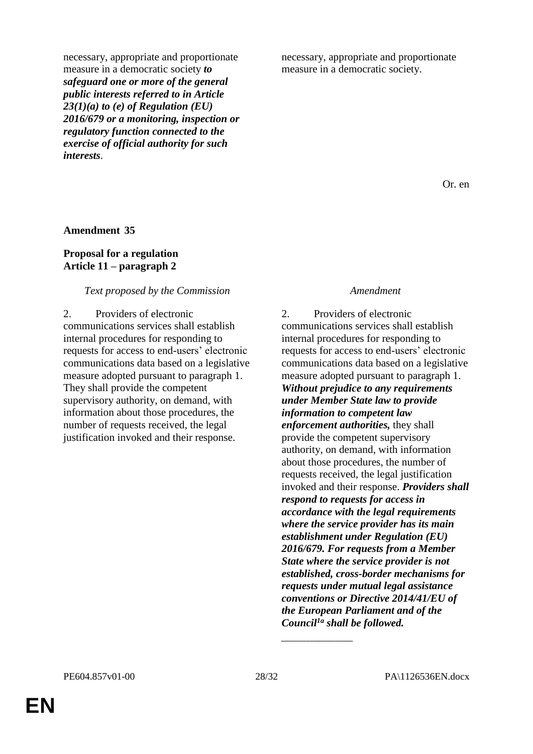| | |
|---|---|
| necessary, appropriate and proportionate measure in a democratic society ***to safeguard one or more of the general public interests referred to in Article 23(1)(a) to (e) of Regulation (EU) 2016/679 or a monitoring, inspection or regulatory function connected to the exercise of official authority for such interests***. | necessary, appropriate and proportionate measure in a democratic society. |

Or. en

**Amendment 35**

**Proposal for a regulation**
**Article 11 – paragraph 2**

| *Text proposed by the Commission* | *Amendment* |
|---|---|
| 2. Providers of electronic communications services shall establish internal procedures for responding to requests for access to end-users' electronic communications data based on a legislative measure adopted pursuant to paragraph 1. They shall provide the competent supervisory authority, on demand, with information about those procedures, the number of requests received, the legal justification invoked and their response. | 2. Providers of electronic communications services shall establish internal procedures for responding to requests for access to end-users' electronic communications data based on a legislative measure adopted pursuant to paragraph 1. ***Without prejudice to any requirements under Member State law to provide information to competent law enforcement authorities,*** they shall provide the competent supervisory authority, on demand, with information about those procedures, the number of requests received, the legal justification invoked and their response. ***Providers shall respond to requests for access in accordance with the legal requirements where the service provider has its main establishment under Regulation (EU) 2016/679. For requests from a Member State where the service provider is not established, cross-border mechanisms for requests under mutual legal assistance conventions or Directive 2014/41/EU of the European Parliament and of the Council[1a] shall be followed.*** |

_____________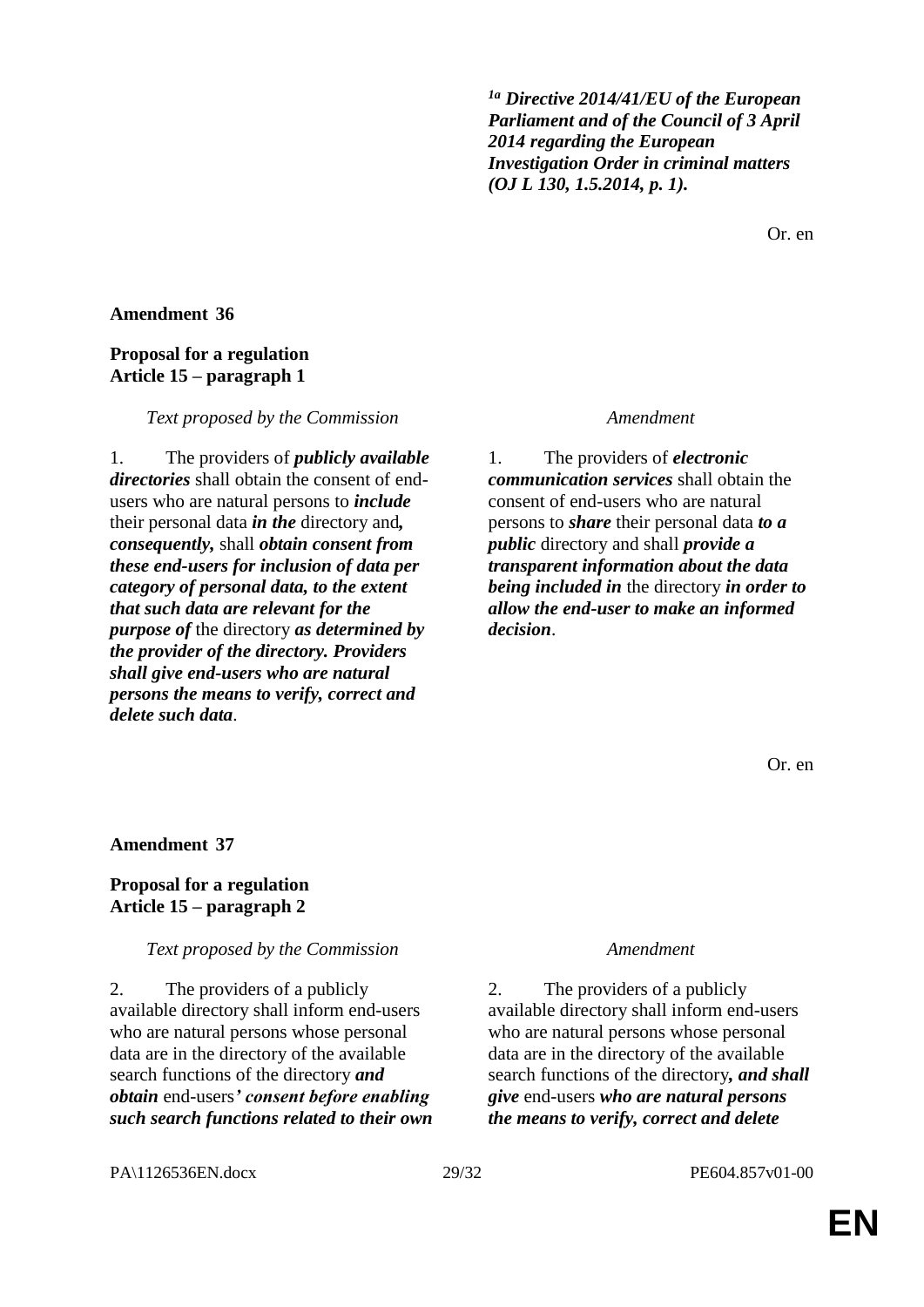[1a] ***Directive 2014/41/EU of the European Parliament and of the Council of 3 April 2014 regarding the European Investigation Order in criminal matters (OJ L 130, 1.5.2014, p. 1).***

Or. en

**Amendment 36**

**Proposal for a regulation**
**Article 15 – paragraph 1**

| *Text proposed by the Commission* | *Amendment* |
|---|---|
| 1. The providers of ***publicly available directories*** shall obtain the consent of end-users who are natural persons to ***include*** their personal data ***in the*** directory and***, consequently,*** shall ***obtain consent from these end-users for inclusion of data per category of personal data, to the extent that such data are relevant for the purpose of*** the directory ***as determined by the provider of the directory. Providers shall give end-users who are natural persons the means to verify, correct and delete such data***. | 1. The providers of ***electronic communication services*** shall obtain the consent of end-users who are natural persons to ***share*** their personal data ***to a public*** directory and shall ***provide a transparent information about the data being included in*** the directory ***in order to allow the end-user to make an informed decision***. |

Or. en

**Amendment 37**

**Proposal for a regulation**
**Article 15 – paragraph 2**

| *Text proposed by the Commission* | *Amendment* |
|---|---|
| 2. The providers of a publicly available directory shall inform end-users who are natural persons whose personal data are in the directory of the available search functions of the directory ***and obtain*** end-users***' consent before enabling such search functions related to their own*** | 2. The providers of a publicly available directory shall inform end-users who are natural persons whose personal data are in the directory of the available search functions of the directory***, and shall give*** end-users ***who are natural persons the means to verify, correct and delete*** |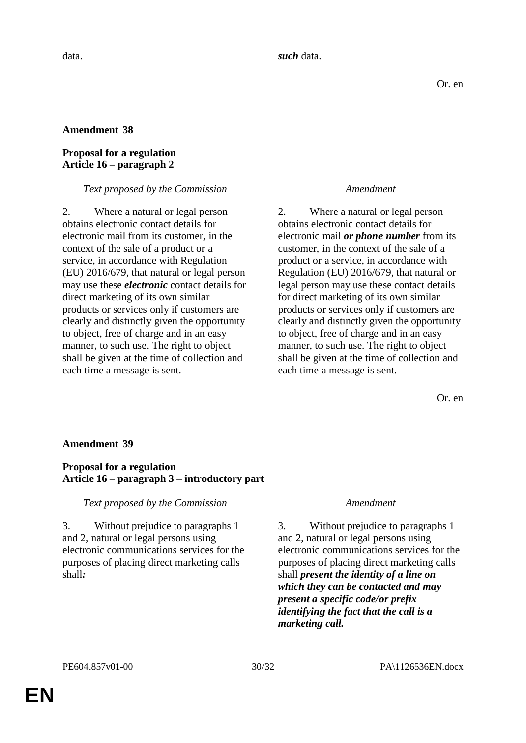| | |
|---|---|
| data. | ***such*** data. |

Or. en

**Amendment 38**

**Proposal for a regulation**
**Article 16 – paragraph 2**

| *Text proposed by the Commission* | *Amendment* |
|---|---|
| 2. Where a natural or legal person obtains electronic contact details for electronic mail from its customer, in the context of the sale of a product or a service, in accordance with Regulation (EU) 2016/679, that natural or legal person may use these ***electronic*** contact details for direct marketing of its own similar products or services only if customers are clearly and distinctly given the opportunity to object, free of charge and in an easy manner, to such use. The right to object shall be given at the time of collection and each time a message is sent. | 2. Where a natural or legal person obtains electronic contact details for electronic mail ***or phone number*** from its customer, in the context of the sale of a product or a service, in accordance with Regulation (EU) 2016/679, that natural or legal person may use these contact details for direct marketing of its own similar products or services only if customers are clearly and distinctly given the opportunity to object, free of charge and in an easy manner, to such use. The right to object shall be given at the time of collection and each time a message is sent. |

Or. en

**Amendment 39**

**Proposal for a regulation**
**Article 16 – paragraph 3 – introductory part**

| *Text proposed by the Commission* | *Amendment* |
|---|---|
| 3. Without prejudice to paragraphs 1 and 2, natural or legal persons using electronic communications services for the purposes of placing direct marketing calls shall***:*** | 3. Without prejudice to paragraphs 1 and 2, natural or legal persons using electronic communications services for the purposes of placing direct marketing calls shall ***present the identity of a line on which they can be contacted and may present a specific code/or prefix identifying the fact that the call is a marketing call.*** |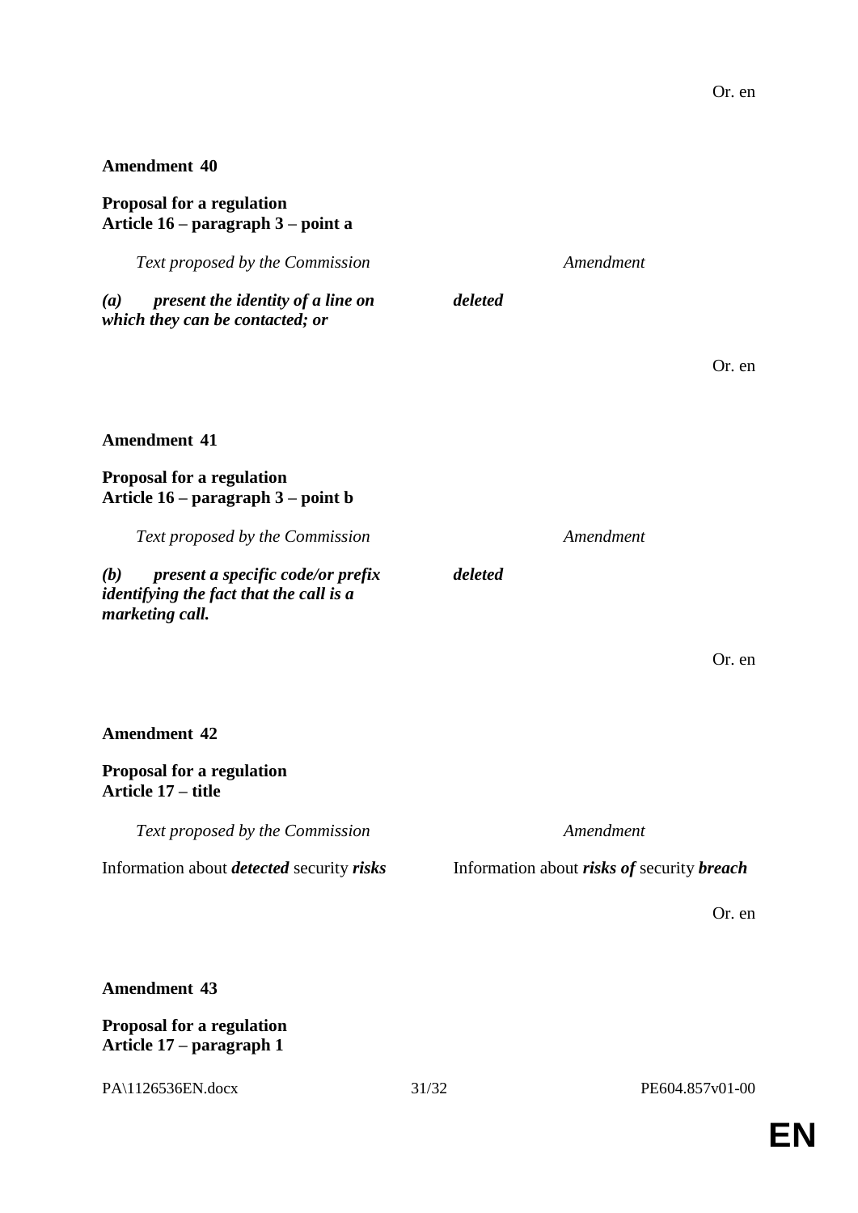Or. en

**Amendment 40**

**Proposal for a regulation**
**Article 16 – paragraph 3 – point a**

| *Text proposed by the Commission* | *Amendment* |
|---|---|
| ***(a) present the identity of a line on which they can be contacted; or*** | ***deleted*** |

Or. en

**Amendment 41**

**Proposal for a regulation**
**Article 16 – paragraph 3 – point b**

| *Text proposed by the Commission* | *Amendment* |
|---|---|
| ***(b) present a specific code/or prefix identifying the fact that the call is a marketing call.*** | ***deleted*** |

Or. en

**Amendment 42**

**Proposal for a regulation**
**Article 17 – title**

| *Text proposed by the Commission* | *Amendment* |
|---|---|
| Information about ***detected*** security ***risks*** | Information about ***risks of*** security ***breach*** |

Or. en

**Amendment 43**

**Proposal for a regulation**
**Article 17 – paragraph 1**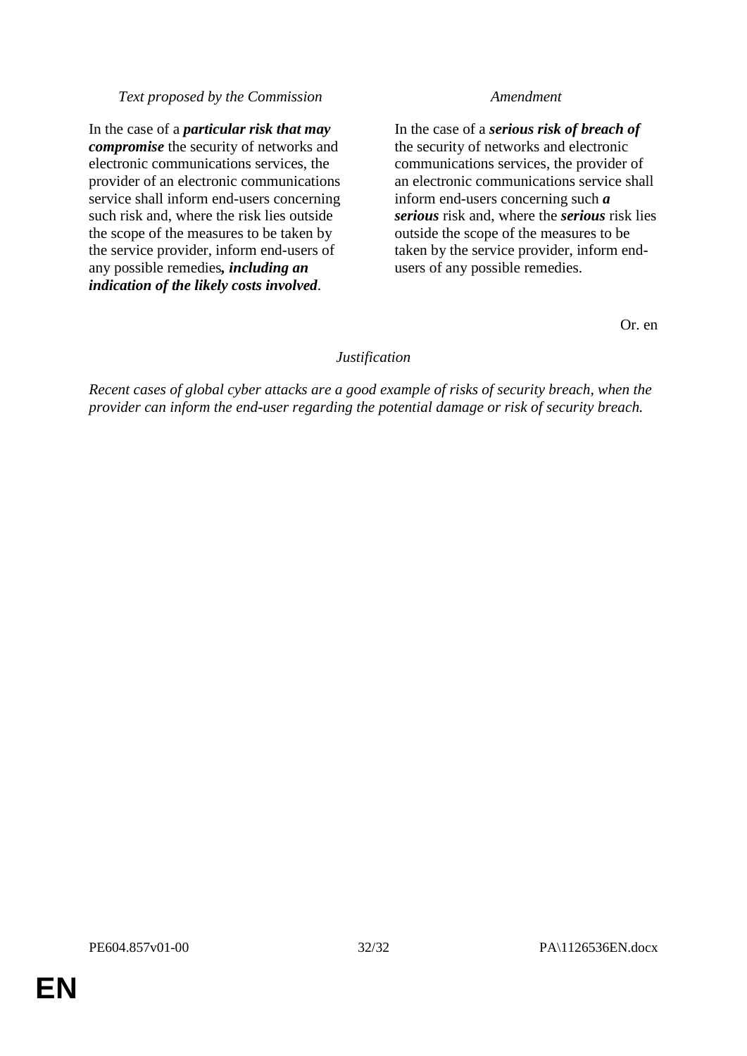| *Text proposed by the Commission* | *Amendment* |
|---|---|
| In the case of a ***particular risk that may compromise*** the security of networks and electronic communications services, the provider of an electronic communications service shall inform end-users concerning such risk and, where the risk lies outside the scope of the measures to be taken by the service provider, inform end-users of any possible remedies***, including an indication of the likely costs involved***. | In the case of a ***serious risk of breach of*** the security of networks and electronic communications services, the provider of an electronic communications service shall inform end-users concerning such ***a serious*** risk and, where the ***serious*** risk lies outside the scope of the measures to be taken by the service provider, inform end-users of any possible remedies. |

Or. en

*Justification*

*Recent cases of global cyber attacks are a good example of risks of security breach, when the provider can inform the end-user regarding the potential damage or risk of security breach.*